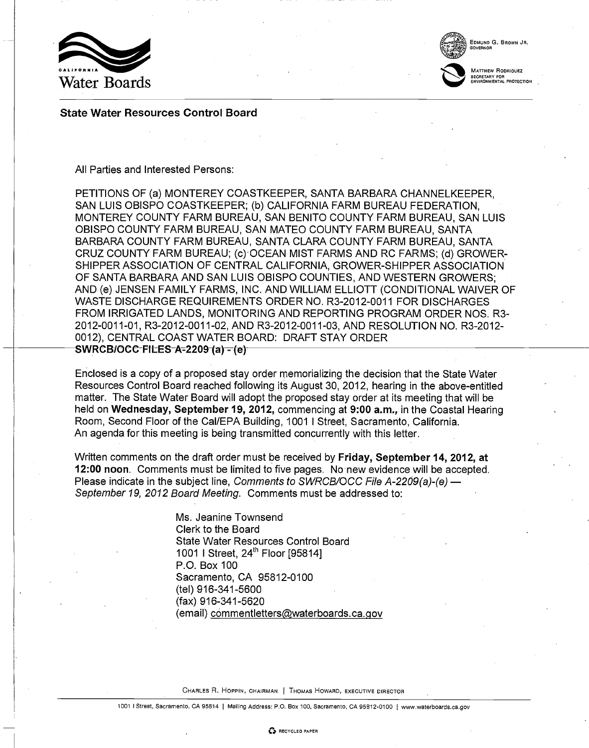California Water Boards

EDMUND G. BROWN JR.
GOVERNOR

MATTHEW RODRIQUEZ
SECRETARY FOR
ENVIRONMENTAL PROTECTION

**State Water Resources Control Board**

All Parties and Interested Persons:

PETITIONS OF (a) MONTEREY COASTKEEPER, SANTA BARBARA CHANNELKEEPER, SAN LUIS OBISPO COASTKEEPER; (b) CALIFORNIA FARM BUREAU FEDERATION, MONTEREY COUNTY FARM BUREAU, SAN BENITO COUNTY FARM BUREAU, SAN LUIS OBISPO COUNTY FARM BUREAU, SAN MATEO COUNTY FARM BUREAU, SANTA BARBARA COUNTY FARM BUREAU, SANTA CLARA COUNTY FARM BUREAU, SANTA CRUZ COUNTY FARM BUREAU; (c) OCEAN MIST FARMS AND RC FARMS; (d) GROWER-SHIPPER ASSOCIATION OF CENTRAL CALIFORNIA, GROWER-SHIPPER ASSOCIATION OF SANTA BARBARA AND SAN LUIS OBISPO COUNTIES, AND WESTERN GROWERS; AND (e) JENSEN FAMILY FARMS, INC. AND WILLIAM ELLIOTT (CONDITIONAL WAIVER OF WASTE DISCHARGE REQUIREMENTS ORDER NO. R3-2012-0011 FOR DISCHARGES FROM IRRIGATED LANDS, MONITORING AND REPORTING PROGRAM ORDER NOS. R3-2012-0011-01, R3-2012-0011-02, AND R3-2012-0011-03, AND RESOLUTION NO. R3-2012-0012), CENTRAL COAST WATER BOARD: DRAFT STAY ORDER
**SWRCB/OCC FILES A-2209 (a) - (e)**

Enclosed is a copy of a proposed stay order memorializing the decision that the State Water Resources Control Board reached following its August 30, 2012, hearing in the above-entitled matter. The State Water Board will adopt the proposed stay order at its meeting that will be held on **Wednesday, September 19, 2012,** commencing at **9:00 a.m.,** in the Coastal Hearing Room, Second Floor of the Cal/EPA Building, 1001 I Street, Sacramento, California. An agenda for this meeting is being transmitted concurrently with this letter.

Written comments on the draft order must be received by **Friday, September 14, 2012, at 12:00 noon**. Comments must be limited to five pages. No new evidence will be accepted. Please indicate in the subject line, *Comments to SWRCB/OCC File A-2209(a)-(e) — September 19, 2012 Board Meeting*. Comments must be addressed to:

Ms. Jeanine Townsend
Clerk to the Board
State Water Resources Control Board
1001 I Street, 24th Floor [95814]
P.O. Box 100
Sacramento, CA 95812-0100
(tel) 916-341-5600
(fax) 916-341-5620
(email) commentletters@waterboards.ca.gov

CHARLES R. HOPPIN, CHAIRMAN | THOMAS HOWARD, EXECUTIVE DIRECTOR

1001 I Street, Sacramento, CA 95814 | Mailing Address: P.O. Box 100, Sacramento, CA 95812-0100 | www.waterboards.ca.gov

RECYCLED PAPER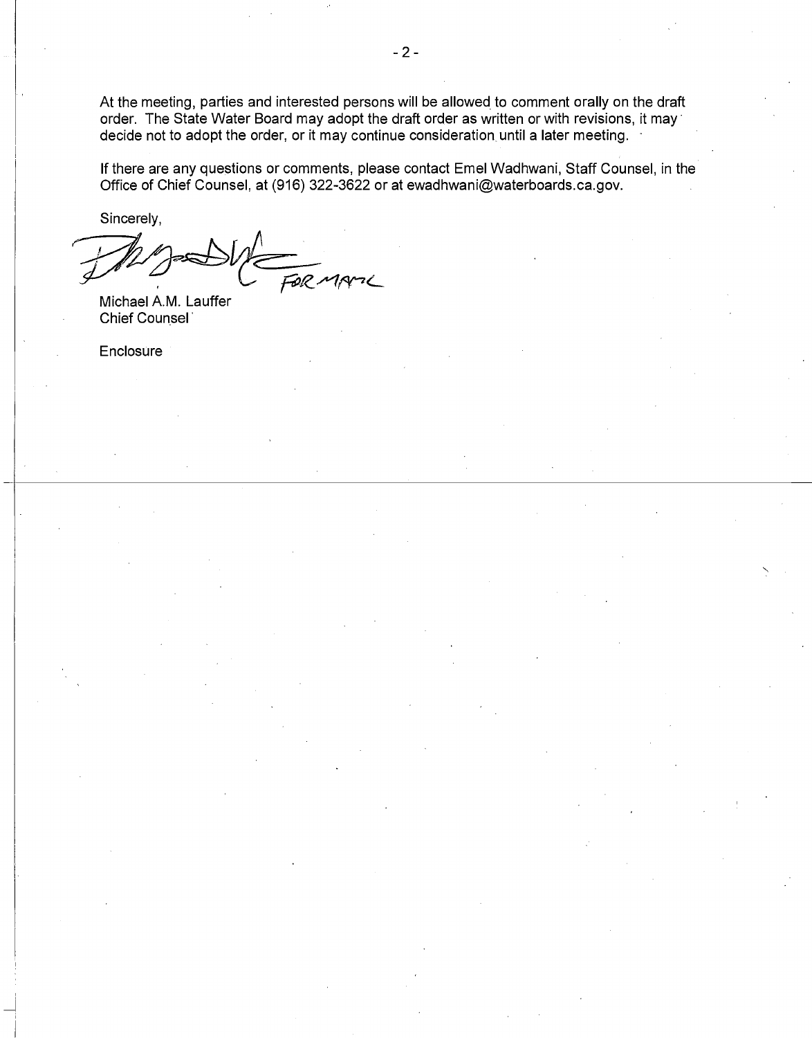At the meeting, parties and interested persons will be allowed to comment orally on the draft order. The State Water Board may adopt the draft order as written or with revisions, it may decide not to adopt the order, or it may continue consideration until a later meeting.

If there are any questions or comments, please contact Emel Wadhwani, Staff Counsel, in the Office of Chief Counsel, at (916) 322-3622 or at ewadhwani@waterboards.ca.gov.

Sincerely,

FOR MAML

Michael A.M. Lauffer
Chief Counsel

Enclosure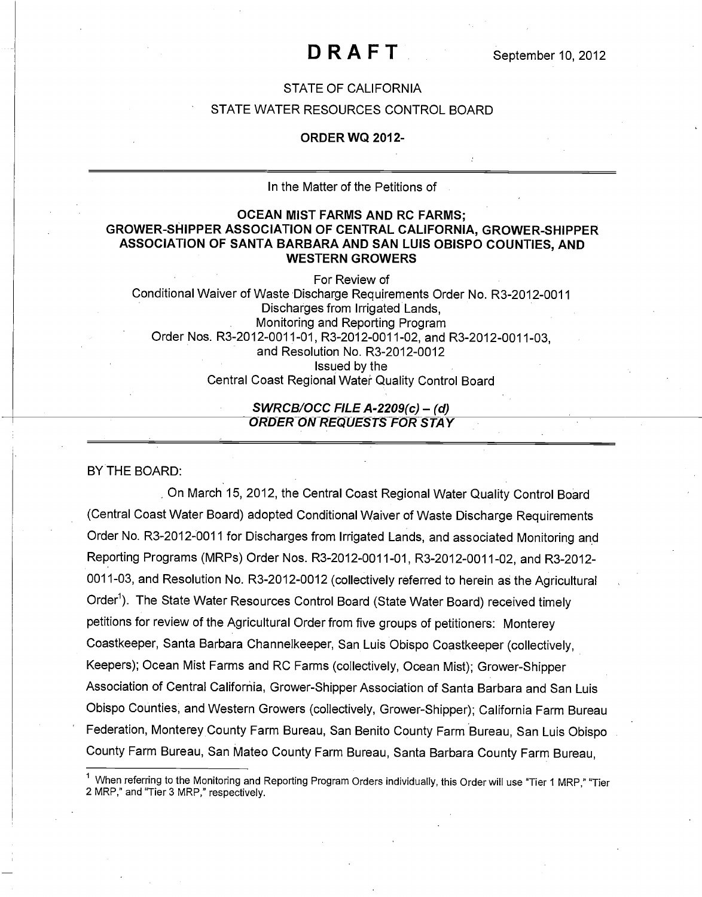**DRAFT** September 10, 2012

STATE OF CALIFORNIA

STATE WATER RESOURCES CONTROL BOARD

**ORDER WQ 2012-**

---

In the Matter of the Petitions of

**OCEAN MIST FARMS AND RC FARMS; GROWER-SHIPPER ASSOCIATION OF CENTRAL CALIFORNIA, GROWER-SHIPPER ASSOCIATION OF SANTA BARBARA AND SAN LUIS OBISPO COUNTIES, AND WESTERN GROWERS**

For Review of
Conditional Waiver of Waste Discharge Requirements Order No. R3-2012-0011
Discharges from Irrigated Lands,
Monitoring and Reporting Program
Order Nos. R3-2012-0011-01, R3-2012-0011-02, and R3-2012-0011-03,
and Resolution No. R3-2012-0012
Issued by the
Central Coast Regional Water Quality Control Board

***SWRCB/OCC FILE A-2209(c) – (d)***
***ORDER ON REQUESTS FOR STAY***

---

BY THE BOARD:

On March 15, 2012, the Central Coast Regional Water Quality Control Board (Central Coast Water Board) adopted Conditional Waiver of Waste Discharge Requirements Order No. R3-2012-0011 for Discharges from Irrigated Lands, and associated Monitoring and Reporting Programs (MRPs) Order Nos. R3-2012-0011-01, R3-2012-0011-02, and R3-2012-0011-03, and Resolution No. R3-2012-0012 (collectively referred to herein as the Agricultural Order[1]). The State Water Resources Control Board (State Water Board) received timely petitions for review of the Agricultural Order from five groups of petitioners: Monterey Coastkeeper, Santa Barbara Channelkeeper, San Luis Obispo Coastkeeper (collectively, Keepers); Ocean Mist Farms and RC Farms (collectively, Ocean Mist); Grower-Shipper Association of Central California, Grower-Shipper Association of Santa Barbara and San Luis Obispo Counties, and Western Growers (collectively, Grower-Shipper); California Farm Bureau Federation, Monterey County Farm Bureau, San Benito County Farm Bureau, San Luis Obispo County Farm Bureau, San Mateo County Farm Bureau, Santa Barbara County Farm Bureau,

---

[1] When referring to the Monitoring and Reporting Program Orders individually, this Order will use "Tier 1 MRP," "Tier 2 MRP," and "Tier 3 MRP," respectively.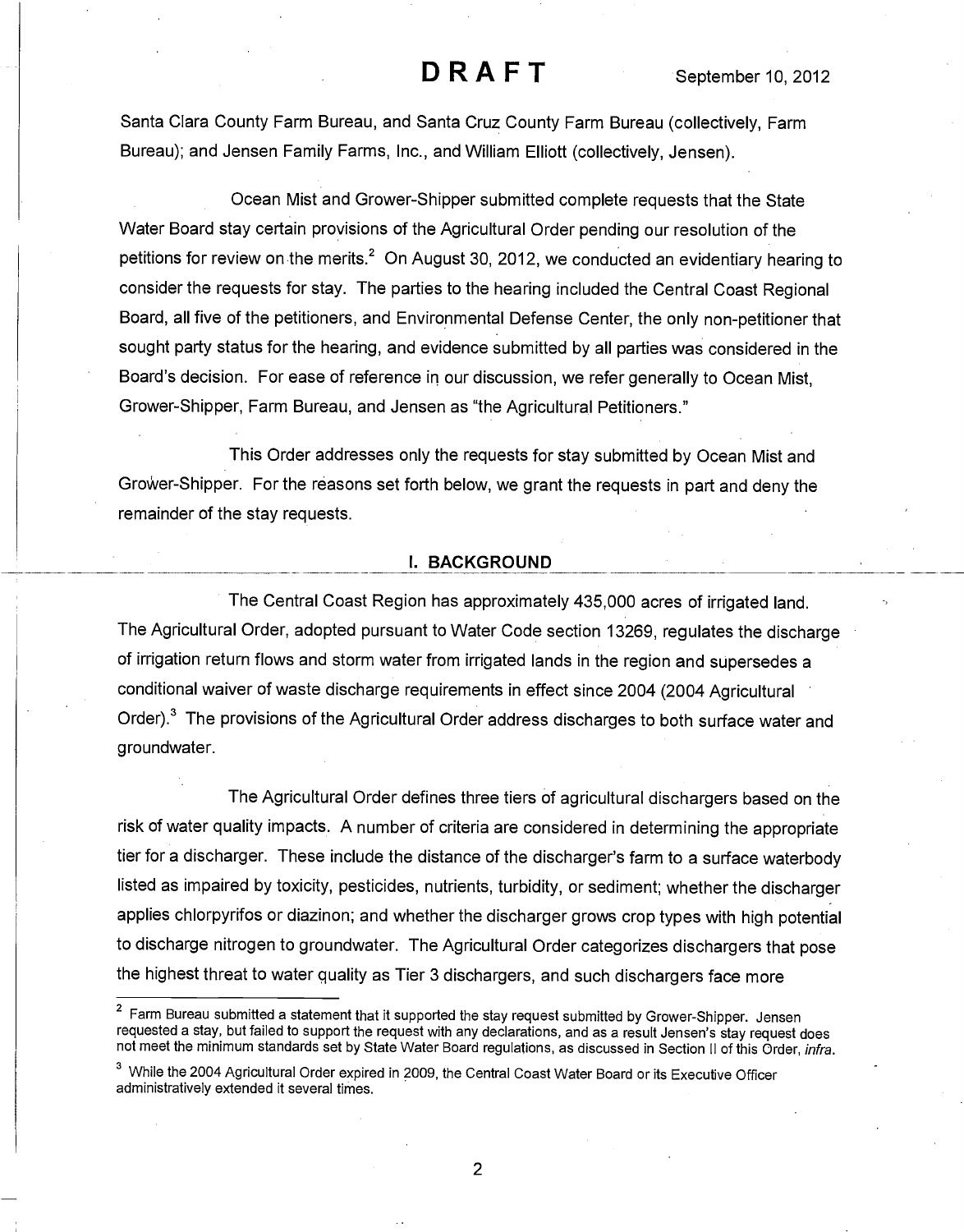Santa Clara County Farm Bureau, and Santa Cruz County Farm Bureau (collectively, Farm Bureau); and Jensen Family Farms, Inc., and William Elliott (collectively, Jensen).

Ocean Mist and Grower-Shipper submitted complete requests that the State Water Board stay certain provisions of the Agricultural Order pending our resolution of the petitions for review on the merits.[2] On August 30, 2012, we conducted an evidentiary hearing to consider the requests for stay. The parties to the hearing included the Central Coast Regional Board, all five of the petitioners, and Environmental Defense Center, the only non-petitioner that sought party status for the hearing, and evidence submitted by all parties was considered in the Board's decision. For ease of reference in our discussion, we refer generally to Ocean Mist, Grower-Shipper, Farm Bureau, and Jensen as "the Agricultural Petitioners."

This Order addresses only the requests for stay submitted by Ocean Mist and Grower-Shipper. For the reasons set forth below, we grant the requests in part and deny the remainder of the stay requests.

## I. BACKGROUND

The Central Coast Region has approximately 435,000 acres of irrigated land. The Agricultural Order, adopted pursuant to Water Code section 13269, regulates the discharge of irrigation return flows and storm water from irrigated lands in the region and supersedes a conditional waiver of waste discharge requirements in effect since 2004 (2004 Agricultural Order).[3] The provisions of the Agricultural Order address discharges to both surface water and groundwater.

The Agricultural Order defines three tiers of agricultural dischargers based on the risk of water quality impacts. A number of criteria are considered in determining the appropriate tier for a discharger. These include the distance of the discharger's farm to a surface waterbody listed as impaired by toxicity, pesticides, nutrients, turbidity, or sediment; whether the discharger applies chlorpyrifos or diazinon; and whether the discharger grows crop types with high potential to discharge nitrogen to groundwater. The Agricultural Order categorizes dischargers that pose the highest threat to water quality as Tier 3 dischargers, and such dischargers face more

---

[2] Farm Bureau submitted a statement that it supported the stay request submitted by Grower-Shipper. Jensen requested a stay, but failed to support the request with any declarations, and as a result Jensen's stay request does not meet the minimum standards set by State Water Board regulations, as discussed in Section II of this Order, *infra*.

[3] While the 2004 Agricultural Order expired in 2009, the Central Coast Water Board or its Executive Officer administratively extended it several times.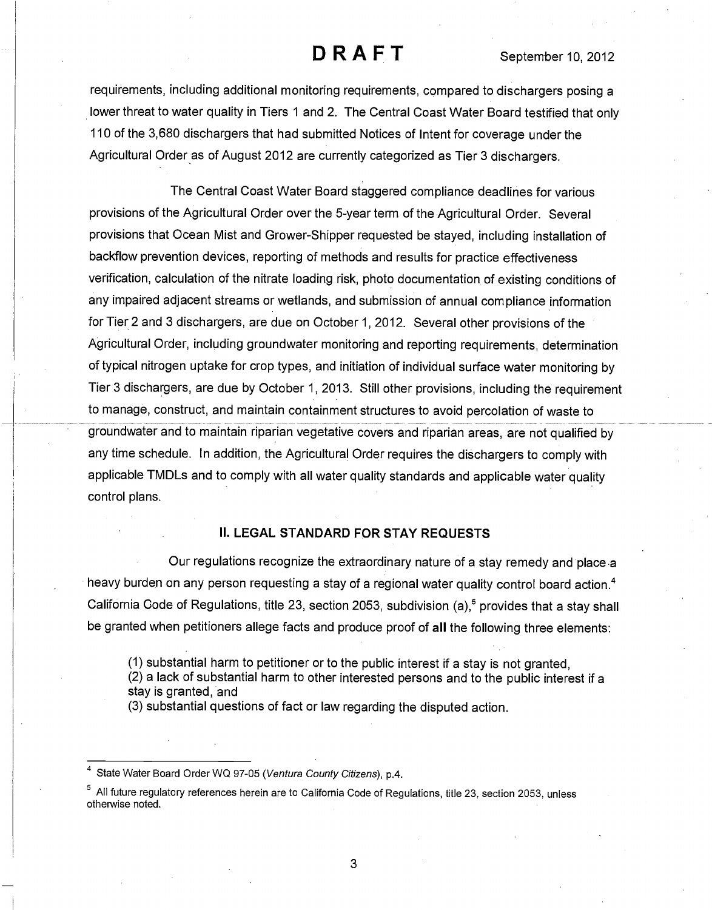requirements, including additional monitoring requirements, compared to dischargers posing a lower threat to water quality in Tiers 1 and 2. The Central Coast Water Board testified that only 110 of the 3,680 dischargers that had submitted Notices of Intent for coverage under the Agricultural Order as of August 2012 are currently categorized as Tier 3 dischargers.

The Central Coast Water Board staggered compliance deadlines for various provisions of the Agricultural Order over the 5-year term of the Agricultural Order. Several provisions that Ocean Mist and Grower-Shipper requested be stayed, including installation of backflow prevention devices, reporting of methods and results for practice effectiveness verification, calculation of the nitrate loading risk, photo documentation of existing conditions of any impaired adjacent streams or wetlands, and submission of annual compliance information for Tier 2 and 3 dischargers, are due on October 1, 2012. Several other provisions of the Agricultural Order, including groundwater monitoring and reporting requirements, determination of typical nitrogen uptake for crop types, and initiation of individual surface water monitoring by Tier 3 dischargers, are due by October 1, 2013. Still other provisions, including the requirement to manage, construct, and maintain containment structures to avoid percolation of waste to groundwater and to maintain riparian vegetative covers and riparian areas, are not qualified by any time schedule. In addition, the Agricultural Order requires the dischargers to comply with applicable TMDLs and to comply with all water quality standards and applicable water quality control plans.

## II. LEGAL STANDARD FOR STAY REQUESTS

Our regulations recognize the extraordinary nature of a stay remedy and place a heavy burden on any person requesting a stay of a regional water quality control board action.[4] California Code of Regulations, title 23, section 2053, subdivision (a),[5] provides that a stay shall be granted when petitioners allege facts and produce proof of **all** the following three elements:

(1) substantial harm to petitioner or to the public interest if a stay is not granted,
(2) a lack of substantial harm to other interested persons and to the public interest if a stay is granted, and
(3) substantial questions of fact or law regarding the disputed action.

---

[4] State Water Board Order WQ 97-05 (*Ventura County Citizens*), p.4.

[5] All future regulatory references herein are to California Code of Regulations, title 23, section 2053, unless otherwise noted.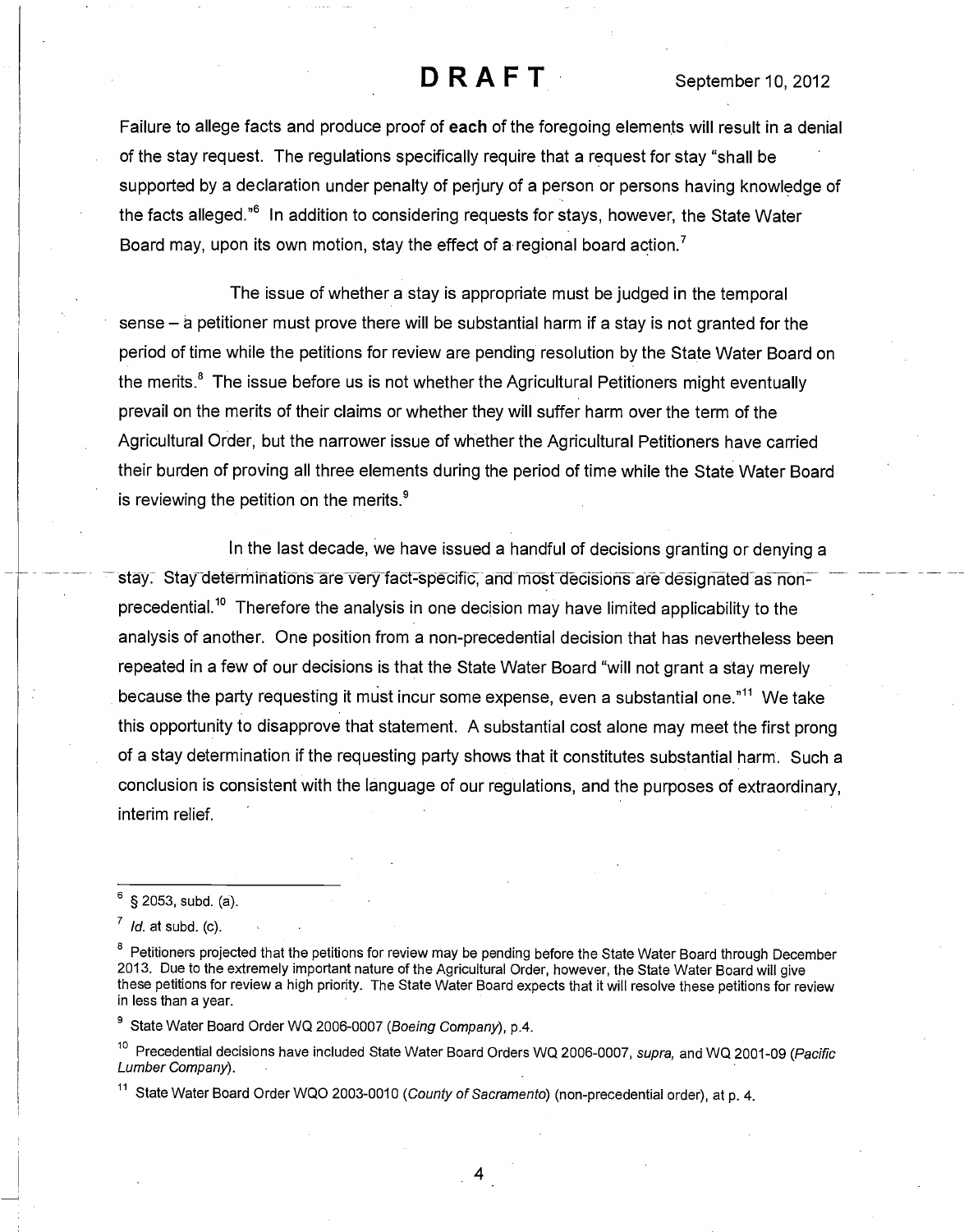Failure to allege facts and produce proof of **each** of the foregoing elements will result in a denial of the stay request. The regulations specifically require that a request for stay "shall be supported by a declaration under penalty of perjury of a person or persons having knowledge of the facts alleged."[6] In addition to considering requests for stays, however, the State Water Board may, upon its own motion, stay the effect of a regional board action.[7]

The issue of whether a stay is appropriate must be judged in the temporal sense – a petitioner must prove there will be substantial harm if a stay is not granted for the period of time while the petitions for review are pending resolution by the State Water Board on the merits.[8] The issue before us is not whether the Agricultural Petitioners might eventually prevail on the merits of their claims or whether they will suffer harm over the term of the Agricultural Order, but the narrower issue of whether the Agricultural Petitioners have carried their burden of proving all three elements during the period of time while the State Water Board is reviewing the petition on the merits.[9]

In the last decade, we have issued a handful of decisions granting or denying a stay. Stay determinations are very fact-specific, and most decisions are designated as non-precedential.[10] Therefore the analysis in one decision may have limited applicability to the analysis of another. One position from a non-precedential decision that has nevertheless been repeated in a few of our decisions is that the State Water Board "will not grant a stay merely because the party requesting it must incur some expense, even a substantial one."[11] We take this opportunity to disapprove that statement. A substantial cost alone may meet the first prong of a stay determination if the requesting party shows that it constitutes substantial harm. Such a conclusion is consistent with the language of our regulations, and the purposes of extraordinary, interim relief.

---

[6] § 2053, subd. (a).

[7] *Id.* at subd. (c).

[8] Petitioners projected that the petitions for review may be pending before the State Water Board through December 2013. Due to the extremely important nature of the Agricultural Order, however, the State Water Board will give these petitions for review a high priority. The State Water Board expects that it will resolve these petitions for review in less than a year.

[9] State Water Board Order WQ 2006-0007 (*Boeing Company*), p.4.

[10] Precedential decisions have included State Water Board Orders WQ 2006-0007, *supra,* and WQ 2001-09 (*Pacific Lumber Company*).

[11] State Water Board Order WQO 2003-0010 (*County of Sacramento*) (non-precedential order), at p. 4.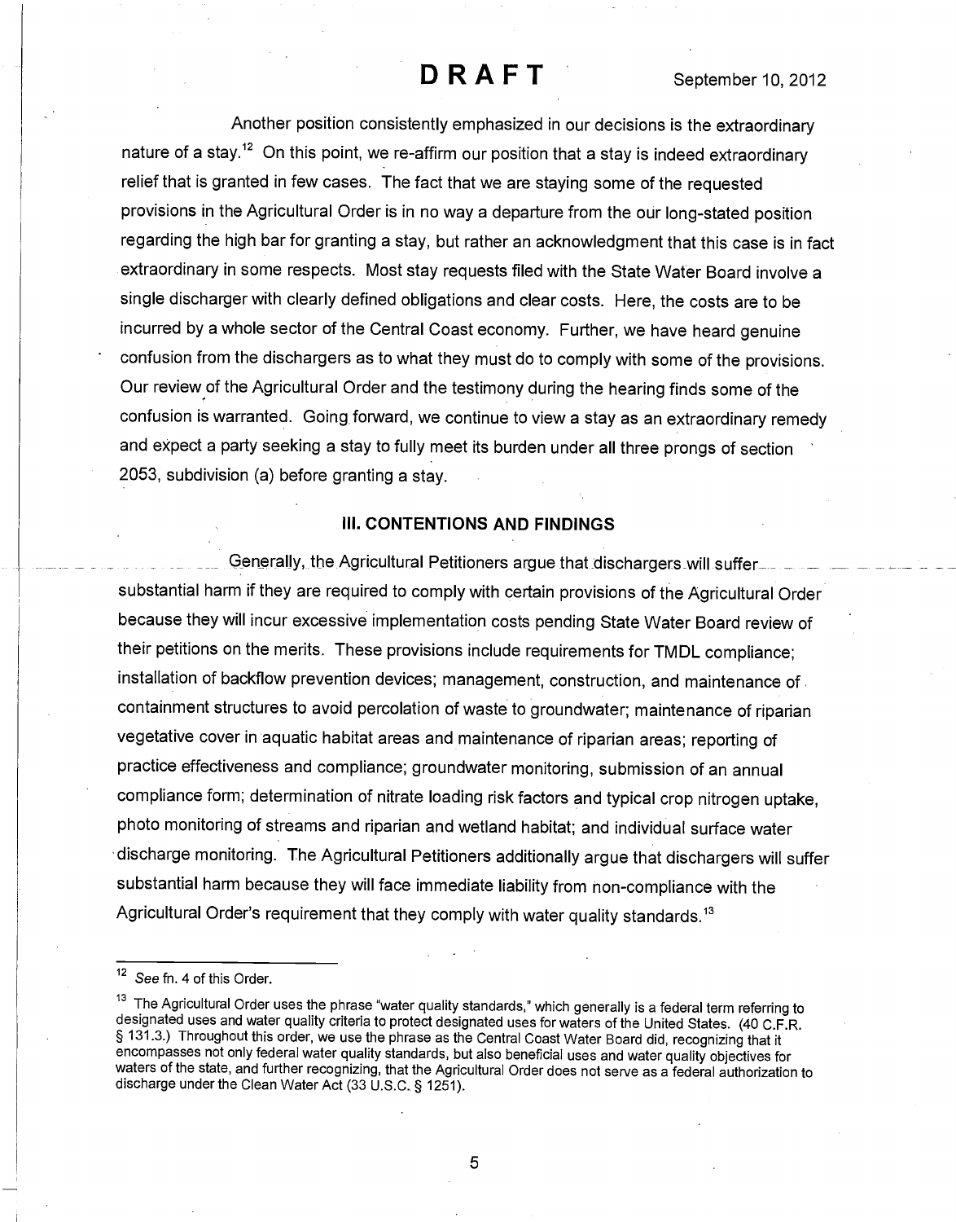Another position consistently emphasized in our decisions is the extraordinary nature of a stay.[12] On this point, we re-affirm our position that a stay is indeed extraordinary relief that is granted in few cases. The fact that we are staying some of the requested provisions in the Agricultural Order is in no way a departure from the our long-stated position regarding the high bar for granting a stay, but rather an acknowledgment that this case is in fact extraordinary in some respects. Most stay requests filed with the State Water Board involve a single discharger with clearly defined obligations and clear costs. Here, the costs are to be incurred by a whole sector of the Central Coast economy. Further, we have heard genuine confusion from the dischargers as to what they must do to comply with some of the provisions. Our review of the Agricultural Order and the testimony during the hearing finds some of the confusion is warranted. Going forward, we continue to view a stay as an extraordinary remedy and expect a party seeking a stay to fully meet its burden under all three prongs of section 2053, subdivision (a) before granting a stay.

## III. CONTENTIONS AND FINDINGS

Generally, the Agricultural Petitioners argue that dischargers will suffer substantial harm if they are required to comply with certain provisions of the Agricultural Order because they will incur excessive implementation costs pending State Water Board review of their petitions on the merits. These provisions include requirements for TMDL compliance; installation of backflow prevention devices; management, construction, and maintenance of containment structures to avoid percolation of waste to groundwater; maintenance of riparian vegetative cover in aquatic habitat areas and maintenance of riparian areas; reporting of practice effectiveness and compliance; groundwater monitoring, submission of an annual compliance form; determination of nitrate loading risk factors and typical crop nitrogen uptake, photo monitoring of streams and riparian and wetland habitat; and individual surface water discharge monitoring. The Agricultural Petitioners additionally argue that dischargers will suffer substantial harm because they will face immediate liability from non-compliance with the Agricultural Order's requirement that they comply with water quality standards.[13]

---

[12] *See* fn. 4 of this Order.

[13] The Agricultural Order uses the phrase "water quality standards," which generally is a federal term referring to designated uses and water quality criteria to protect designated uses for waters of the United States. (40 C.F.R. § 131.3.) Throughout this order, we use the phrase as the Central Coast Water Board did, recognizing that it encompasses not only federal water quality standards, but also beneficial uses and water quality objectives for waters of the state, and further recognizing, that the Agricultural Order does not serve as a federal authorization to discharge under the Clean Water Act (33 U.S.C. § 1251).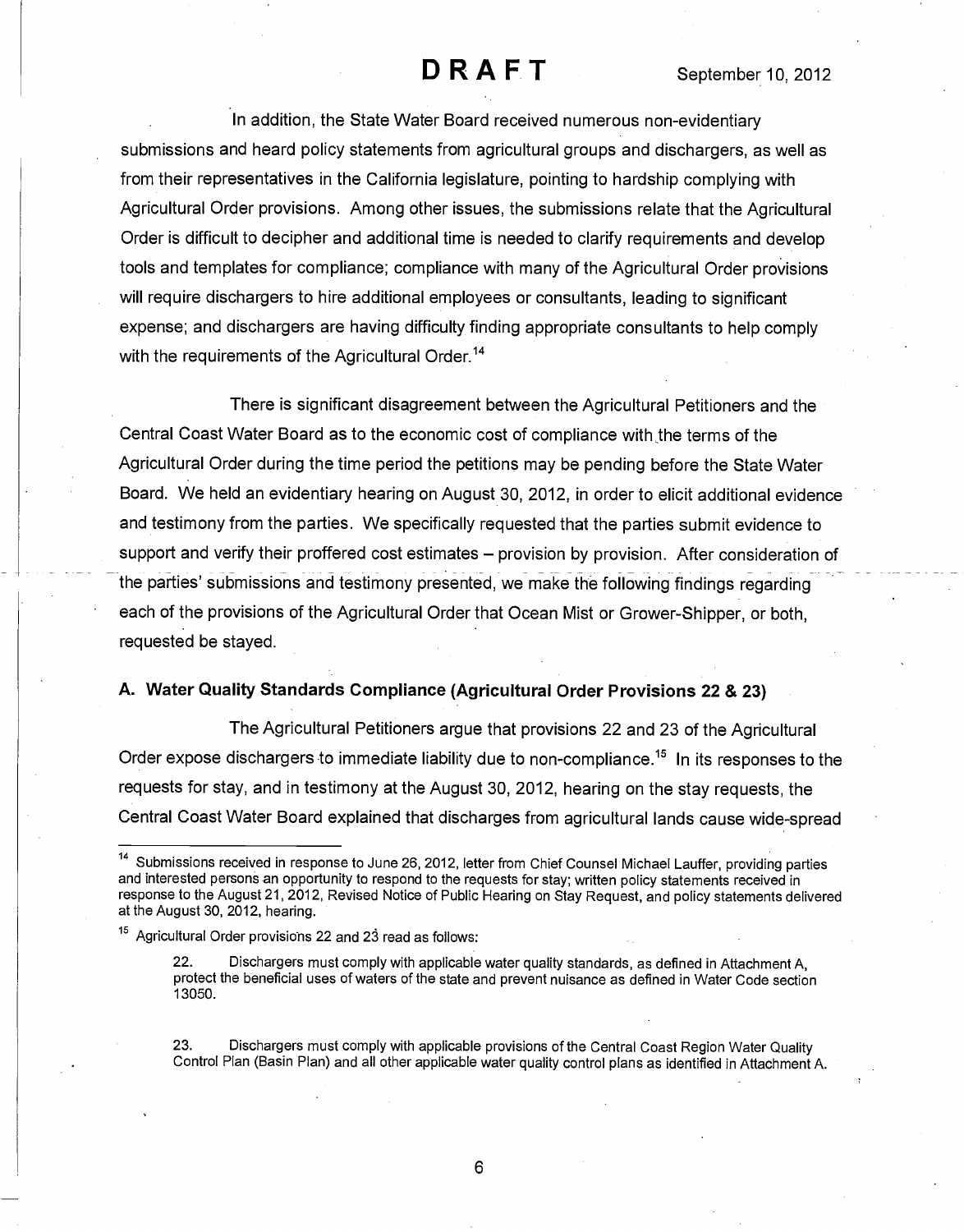In addition, the State Water Board received numerous non-evidentiary submissions and heard policy statements from agricultural groups and dischargers, as well as from their representatives in the California legislature, pointing to hardship complying with Agricultural Order provisions. Among other issues, the submissions relate that the Agricultural Order is difficult to decipher and additional time is needed to clarify requirements and develop tools and templates for compliance; compliance with many of the Agricultural Order provisions will require dischargers to hire additional employees or consultants, leading to significant expense; and dischargers are having difficulty finding appropriate consultants to help comply with the requirements of the Agricultural Order.[14]

There is significant disagreement between the Agricultural Petitioners and the Central Coast Water Board as to the economic cost of compliance with the terms of the Agricultural Order during the time period the petitions may be pending before the State Water Board. We held an evidentiary hearing on August 30, 2012, in order to elicit additional evidence and testimony from the parties. We specifically requested that the parties submit evidence to support and verify their proffered cost estimates – provision by provision. After consideration of the parties' submissions and testimony presented, we make the following findings regarding each of the provisions of the Agricultural Order that Ocean Mist or Grower-Shipper, or both, requested be stayed.

### A. Water Quality Standards Compliance (Agricultural Order Provisions 22 & 23)

The Agricultural Petitioners argue that provisions 22 and 23 of the Agricultural Order expose dischargers to immediate liability due to non-compliance.[15] In its responses to the requests for stay, and in testimony at the August 30, 2012, hearing on the stay requests, the Central Coast Water Board explained that discharges from agricultural lands cause wide-spread

---

[14] Submissions received in response to June 26, 2012, letter from Chief Counsel Michael Lauffer, providing parties and interested persons an opportunity to respond to the requests for stay; written policy statements received in response to the August 21, 2012, Revised Notice of Public Hearing on Stay Request, and policy statements delivered at the August 30, 2012, hearing.

[15] Agricultural Order provisions 22 and 23 read as follows:

> 22. Dischargers must comply with applicable water quality standards, as defined in Attachment A, protect the beneficial uses of waters of the state and prevent nuisance as defined in Water Code section 13050.
>
> 23. Dischargers must comply with applicable provisions of the Central Coast Region Water Quality Control Plan (Basin Plan) and all other applicable water quality control plans as identified in Attachment A.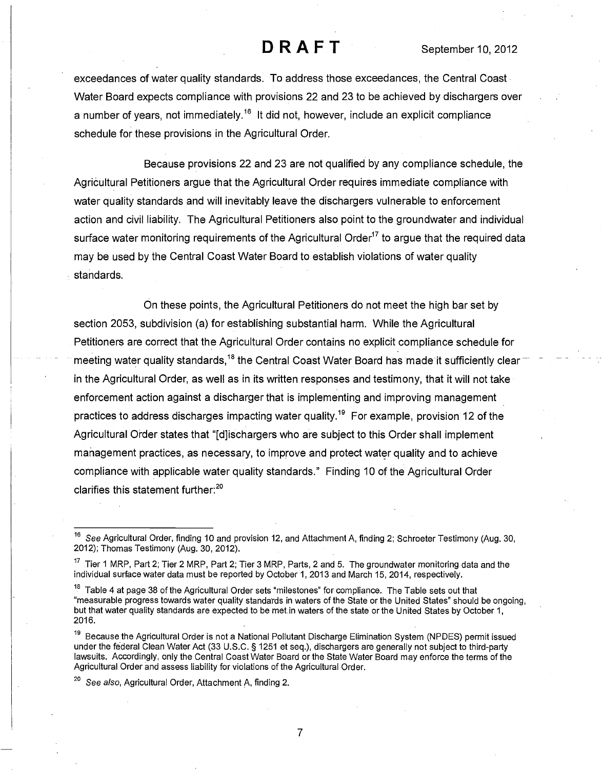exceedances of water quality standards. To address those exceedances, the Central Coast Water Board expects compliance with provisions 22 and 23 to be achieved by dischargers over a number of years, not immediately.[16] It did not, however, include an explicit compliance schedule for these provisions in the Agricultural Order.

Because provisions 22 and 23 are not qualified by any compliance schedule, the Agricultural Petitioners argue that the Agricultural Order requires immediate compliance with water quality standards and will inevitably leave the dischargers vulnerable to enforcement action and civil liability. The Agricultural Petitioners also point to the groundwater and individual surface water monitoring requirements of the Agricultural Order[17] to argue that the required data may be used by the Central Coast Water Board to establish violations of water quality standards.

On these points, the Agricultural Petitioners do not meet the high bar set by section 2053, subdivision (a) for establishing substantial harm. While the Agricultural Petitioners are correct that the Agricultural Order contains no explicit compliance schedule for meeting water quality standards,[18] the Central Coast Water Board has made it sufficiently clear in the Agricultural Order, as well as in its written responses and testimony, that it will not take enforcement action against a discharger that is implementing and improving management practices to address discharges impacting water quality.[19] For example, provision 12 of the Agricultural Order states that "[d]ischargers who are subject to this Order shall implement management practices, as necessary, to improve and protect water quality and to achieve compliance with applicable water quality standards." Finding 10 of the Agricultural Order clarifies this statement further:[20]

---

[16] *See* Agricultural Order, finding 10 and provision 12, and Attachment A, finding 2; Schroeter Testimony (Aug. 30, 2012); Thomas Testimony (Aug. 30, 2012).

[17] Tier 1 MRP, Part 2; Tier 2 MRP, Part 2; Tier 3 MRP, Parts, 2 and 5. The groundwater monitoring data and the individual surface water data must be reported by October 1, 2013 and March 15, 2014, respectively.

[18] Table 4 at page 38 of the Agricultural Order sets "milestones" for compliance. The Table sets out that "measurable progress towards water quality standards in waters of the State or the United States" should be ongoing, but that water quality standards are expected to be met in waters of the state or the United States by October 1, 2016.

[19] Because the Agricultural Order is not a National Pollutant Discharge Elimination System (NPDES) permit issued under the federal Clean Water Act (33 U.S.C. § 1251 et seq.), dischargers are generally not subject to third-party lawsuits. Accordingly, only the Central Coast Water Board or the State Water Board may enforce the terms of the Agricultural Order and assess liability for violations of the Agricultural Order.

[20] *See also*, Agricultural Order, Attachment A, finding 2.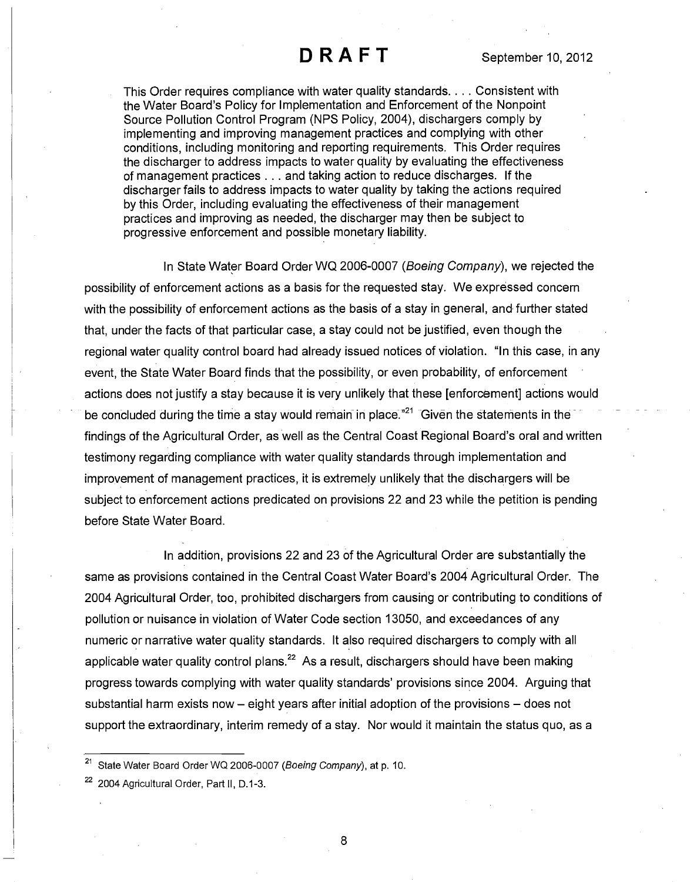> This Order requires compliance with water quality standards. . . . Consistent with the Water Board's Policy for Implementation and Enforcement of the Nonpoint Source Pollution Control Program (NPS Policy, 2004), dischargers comply by implementing and improving management practices and complying with other conditions, including monitoring and reporting requirements. This Order requires the discharger to address impacts to water quality by evaluating the effectiveness of management practices . . . and taking action to reduce discharges. If the discharger fails to address impacts to water quality by taking the actions required by this Order, including evaluating the effectiveness of their management practices and improving as needed, the discharger may then be subject to progressive enforcement and possible monetary liability.

In State Water Board Order WQ 2006-0007 (*Boeing Company*), we rejected the possibility of enforcement actions as a basis for the requested stay. We expressed concern with the possibility of enforcement actions as the basis of a stay in general, and further stated that, under the facts of that particular case, a stay could not be justified, even though the regional water quality control board had already issued notices of violation. "In this case, in any event, the State Water Board finds that the possibility, or even probability, of enforcement actions does not justify a stay because it is very unlikely that these [enforcement] actions would be concluded during the time a stay would remain in place."[21] Given the statements in the findings of the Agricultural Order, as well as the Central Coast Regional Board's oral and written testimony regarding compliance with water quality standards through implementation and improvement of management practices, it is extremely unlikely that the dischargers will be subject to enforcement actions predicated on provisions 22 and 23 while the petition is pending before State Water Board.

In addition, provisions 22 and 23 of the Agricultural Order are substantially the same as provisions contained in the Central Coast Water Board's 2004 Agricultural Order. The 2004 Agricultural Order, too, prohibited dischargers from causing or contributing to conditions of pollution or nuisance in violation of Water Code section 13050, and exceedances of any numeric or narrative water quality standards. It also required dischargers to comply with all applicable water quality control plans.[22] As a result, dischargers should have been making progress towards complying with water quality standards' provisions since 2004. Arguing that substantial harm exists now – eight years after initial adoption of the provisions – does not support the extraordinary, interim remedy of a stay. Nor would it maintain the status quo, as a

---

[21] State Water Board Order WQ 2006-0007 (*Boeing Company*), at p. 10.

[22] 2004 Agricultural Order, Part II, D.1-3.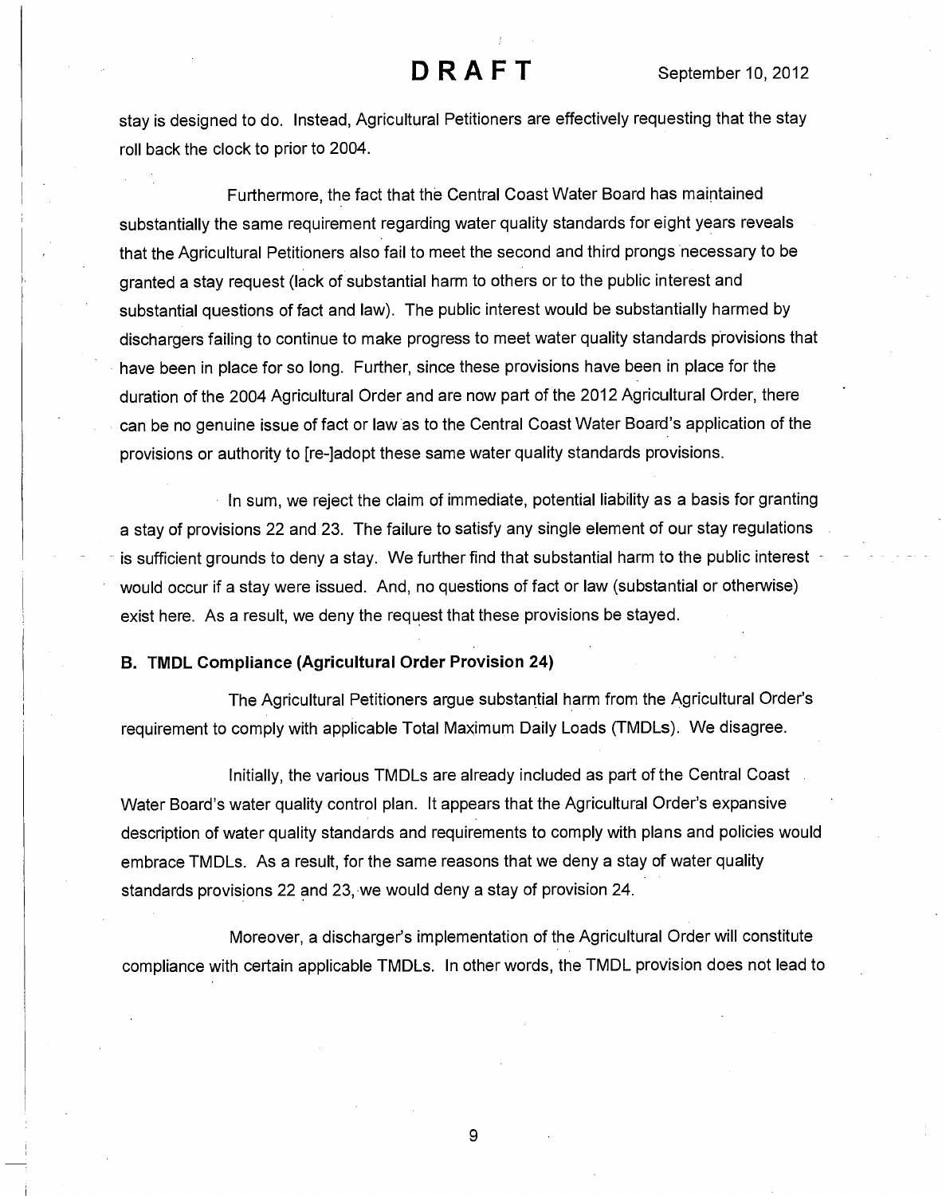stay is designed to do. Instead, Agricultural Petitioners are effectively requesting that the stay roll back the clock to prior to 2004.

Furthermore, the fact that the Central Coast Water Board has maintained substantially the same requirement regarding water quality standards for eight years reveals that the Agricultural Petitioners also fail to meet the second and third prongs necessary to be granted a stay request (lack of substantial harm to others or to the public interest and substantial questions of fact and law). The public interest would be substantially harmed by dischargers failing to continue to make progress to meet water quality standards provisions that have been in place for so long. Further, since these provisions have been in place for the duration of the 2004 Agricultural Order and are now part of the 2012 Agricultural Order, there can be no genuine issue of fact or law as to the Central Coast Water Board's application of the provisions or authority to [re-]adopt these same water quality standards provisions.

In sum, we reject the claim of immediate, potential liability as a basis for granting a stay of provisions 22 and 23. The failure to satisfy any single element of our stay regulations is sufficient grounds to deny a stay. We further find that substantial harm to the public interest would occur if a stay were issued. And, no questions of fact or law (substantial or otherwise) exist here. As a result, we deny the request that these provisions be stayed.

### B. TMDL Compliance (Agricultural Order Provision 24)

The Agricultural Petitioners argue substantial harm from the Agricultural Order's requirement to comply with applicable Total Maximum Daily Loads (TMDLs). We disagree.

Initially, the various TMDLs are already included as part of the Central Coast Water Board's water quality control plan. It appears that the Agricultural Order's expansive description of water quality standards and requirements to comply with plans and policies would embrace TMDLs. As a result, for the same reasons that we deny a stay of water quality standards provisions 22 and 23, we would deny a stay of provision 24.

Moreover, a discharger's implementation of the Agricultural Order will constitute compliance with certain applicable TMDLs. In other words, the TMDL provision does not lead to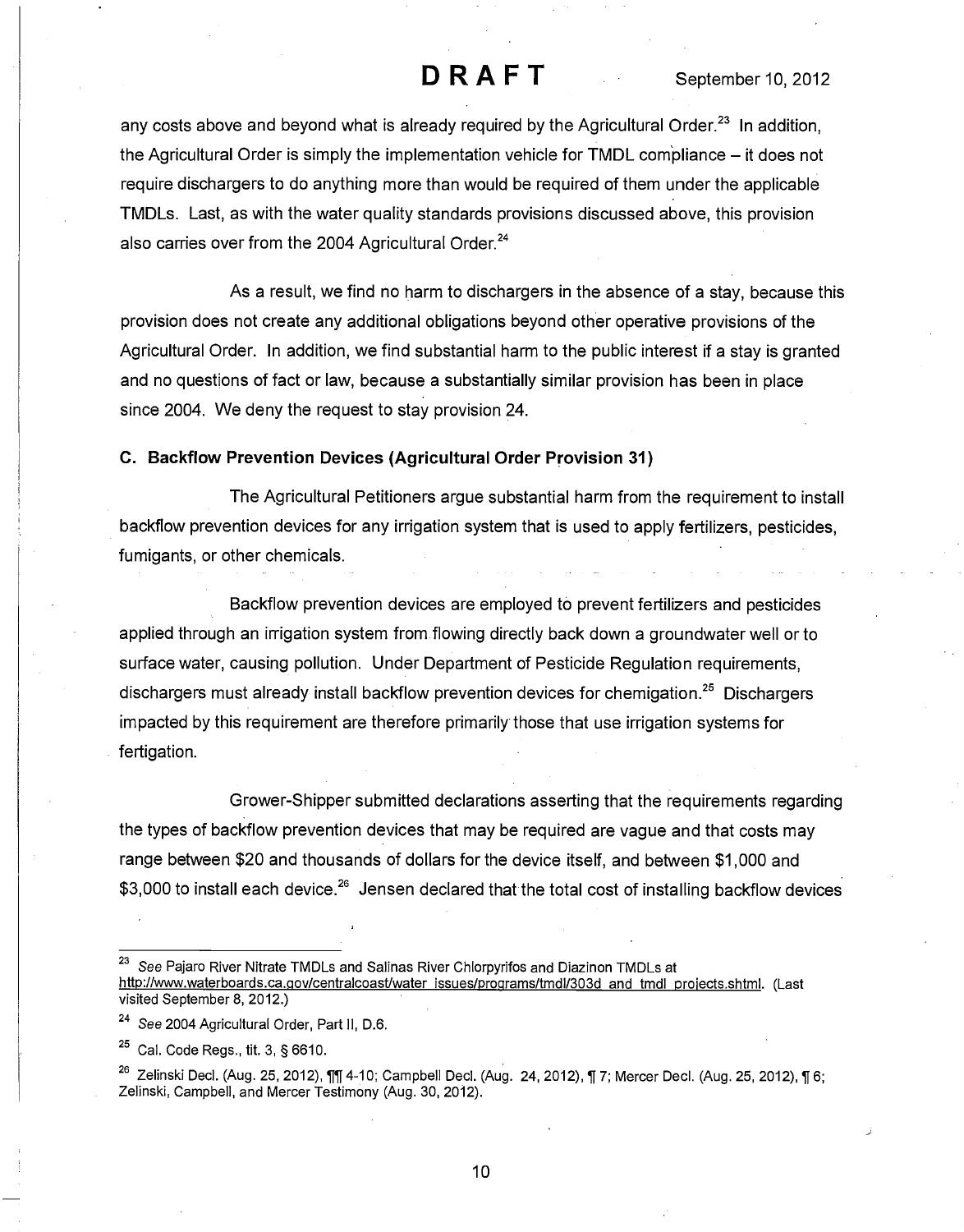any costs above and beyond what is already required by the Agricultural Order.[23] In addition, the Agricultural Order is simply the implementation vehicle for TMDL compliance – it does not require dischargers to do anything more than would be required of them under the applicable TMDLs. Last, as with the water quality standards provisions discussed above, this provision also carries over from the 2004 Agricultural Order.[24]

As a result, we find no harm to dischargers in the absence of a stay, because this provision does not create any additional obligations beyond other operative provisions of the Agricultural Order. In addition, we find substantial harm to the public interest if a stay is granted and no questions of fact or law, because a substantially similar provision has been in place since 2004. We deny the request to stay provision 24.

### C. Backflow Prevention Devices (Agricultural Order Provision 31)

The Agricultural Petitioners argue substantial harm from the requirement to install backflow prevention devices for any irrigation system that is used to apply fertilizers, pesticides, fumigants, or other chemicals.

Backflow prevention devices are employed to prevent fertilizers and pesticides applied through an irrigation system from flowing directly back down a groundwater well or to surface water, causing pollution. Under Department of Pesticide Regulation requirements, dischargers must already install backflow prevention devices for chemigation.[25] Dischargers impacted by this requirement are therefore primarily those that use irrigation systems for fertigation.

Grower-Shipper submitted declarations asserting that the requirements regarding the types of backflow prevention devices that may be required are vague and that costs may range between $20 and thousands of dollars for the device itself, and between $1,000 and $3,000 to install each device.[26] Jensen declared that the total cost of installing backflow devices

---

[23] *See* Pajaro River Nitrate TMDLs and Salinas River Chlorpyrifos and Diazinon TMDLs at http://www.waterboards.ca.gov/centralcoast/water_issues/programs/tmdl/303d_and_tmdl_projects.shtml. (Last visited September 8, 2012.)

[24] *See* 2004 Agricultural Order, Part II, D.6.

[25] Cal. Code Regs., tit. 3, § 6610.

[26] Zelinski Decl. (Aug. 25, 2012), ¶¶ 4-10; Campbell Decl. (Aug. 24, 2012), ¶ 7; Mercer Decl. (Aug. 25, 2012), ¶ 6; Zelinski, Campbell, and Mercer Testimony (Aug. 30, 2012).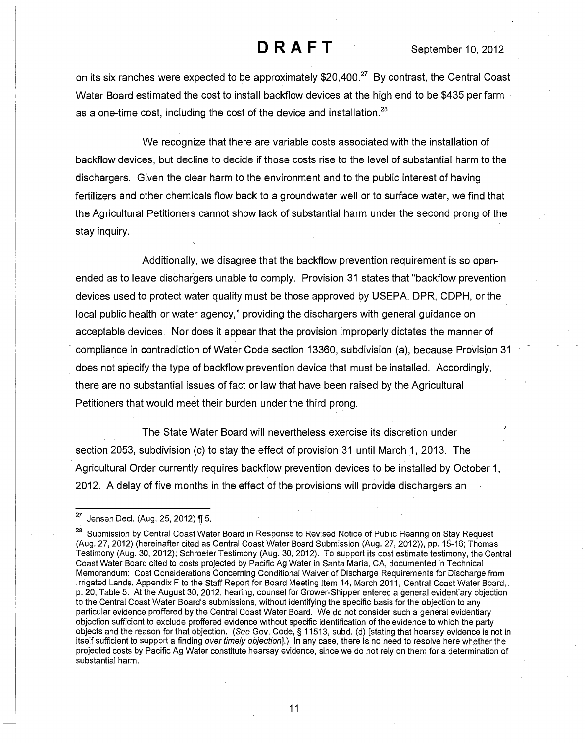on its six ranches were expected to be approximately $20,400.[27] By contrast, the Central Coast Water Board estimated the cost to install backflow devices at the high end to be $435 per farm as a one-time cost, including the cost of the device and installation.[28]

We recognize that there are variable costs associated with the installation of backflow devices, but decline to decide if those costs rise to the level of substantial harm to the dischargers. Given the clear harm to the environment and to the public interest of having fertilizers and other chemicals flow back to a groundwater well or to surface water, we find that the Agricultural Petitioners cannot show lack of substantial harm under the second prong of the stay inquiry.

Additionally, we disagree that the backflow prevention requirement is so open-ended as to leave dischargers unable to comply. Provision 31 states that "backflow prevention devices used to protect water quality must be those approved by USEPA, DPR, CDPH, or the local public health or water agency," providing the dischargers with general guidance on acceptable devices. Nor does it appear that the provision improperly dictates the manner of compliance in contradiction of Water Code section 13360, subdivision (a), because Provision 31 does not specify the type of backflow prevention device that must be installed. Accordingly, there are no substantial issues of fact or law that have been raised by the Agricultural Petitioners that would meet their burden under the third prong.

The State Water Board will nevertheless exercise its discretion under section 2053, subdivision (c) to stay the effect of provision 31 until March 1, 2013. The Agricultural Order currently requires backflow prevention devices to be installed by October 1, 2012. A delay of five months in the effect of the provisions will provide dischargers an

---

[27] Jensen Decl. (Aug. 25, 2012) ¶ 5.

[28] Submission by Central Coast Water Board in Response to Revised Notice of Public Hearing on Stay Request (Aug. 27, 2012) (hereinafter cited as Central Coast Water Board Submission (Aug. 27, 2012)), pp. 15-16; Thomas Testimony (Aug. 30, 2012); Schroeter Testimony (Aug. 30, 2012). To support its cost estimate testimony, the Central Coast Water Board cited to costs projected by Pacific Ag Water in Santa Maria, CA, documented in Technical Memorandum: Cost Considerations Concerning Conditional Waiver of Discharge Requirements for Discharge from Irrigated Lands, Appendix F to the Staff Report for Board Meeting Item 14, March 2011, Central Coast Water Board, p. 20, Table 5. At the August 30, 2012, hearing, counsel for Grower-Shipper entered a general evidentiary objection to the Central Coast Water Board's submissions, without identifying the specific basis for the objection to any particular evidence proffered by the Central Coast Water Board. We do not consider such a general evidentiary objection sufficient to exclude proffered evidence without specific identification of the evidence to which the party objects and the reason for that objection. (*See* Gov. Code, § 11513, subd. (d) [stating that hearsay evidence is not in itself sufficient to support a finding *over timely objection*].) In any case, there is no need to resolve here whether the projected costs by Pacific Ag Water constitute hearsay evidence, since we do not rely on them for a determination of substantial harm.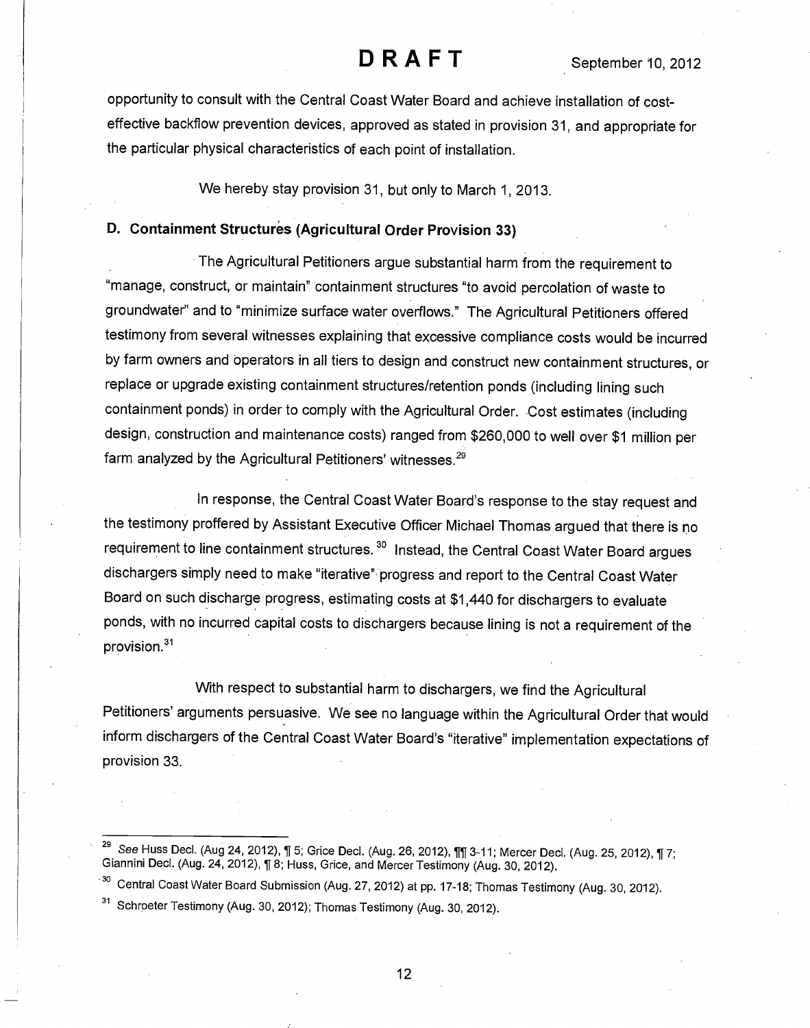opportunity to consult with the Central Coast Water Board and achieve installation of cost-effective backflow prevention devices, approved as stated in provision 31, and appropriate for the particular physical characteristics of each point of installation.

We hereby stay provision 31, but only to March 1, 2013.

### D. Containment Structures (Agricultural Order Provision 33)

The Agricultural Petitioners argue substantial harm from the requirement to "manage, construct, or maintain" containment structures "to avoid percolation of waste to groundwater" and to "minimize surface water overflows." The Agricultural Petitioners offered testimony from several witnesses explaining that excessive compliance costs would be incurred by farm owners and operators in all tiers to design and construct new containment structures, or replace or upgrade existing containment structures/retention ponds (including lining such containment ponds) in order to comply with the Agricultural Order. Cost estimates (including design, construction and maintenance costs) ranged from $260,000 to well over $1 million per farm analyzed by the Agricultural Petitioners' witnesses.[29]

In response, the Central Coast Water Board's response to the stay request and the testimony proffered by Assistant Executive Officer Michael Thomas argued that there is no requirement to line containment structures.[30] Instead, the Central Coast Water Board argues dischargers simply need to make "iterative" progress and report to the Central Coast Water Board on such discharge progress, estimating costs at $1,440 for dischargers to evaluate ponds, with no incurred capital costs to dischargers because lining is not a requirement of the provision.[31]

With respect to substantial harm to dischargers, we find the Agricultural Petitioners' arguments persuasive. We see no language within the Agricultural Order that would inform dischargers of the Central Coast Water Board's "iterative" implementation expectations of provision 33.

---

[29] *See* Huss Decl. (Aug 24, 2012), ¶ 5; Grice Decl. (Aug. 26, 2012), ¶¶ 3-11; Mercer Decl. (Aug. 25, 2012), ¶ 7; Giannini Decl. (Aug. 24, 2012), ¶ 8; Huss, Grice, and Mercer Testimony (Aug. 30, 2012).

[30] Central Coast Water Board Submission (Aug. 27, 2012) at pp. 17-18; Thomas Testimony (Aug. 30, 2012).

[31] Schroeter Testimony (Aug. 30, 2012); Thomas Testimony (Aug. 30, 2012).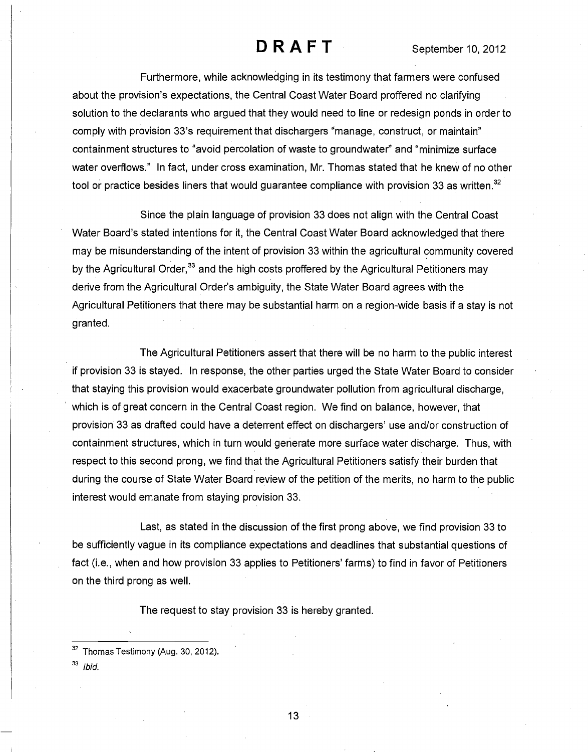Furthermore, while acknowledging in its testimony that farmers were confused about the provision's expectations, the Central Coast Water Board proffered no clarifying solution to the declarants who argued that they would need to line or redesign ponds in order to comply with provision 33's requirement that dischargers "manage, construct, or maintain" containment structures to "avoid percolation of waste to groundwater" and "minimize surface water overflows." In fact, under cross examination, Mr. Thomas stated that he knew of no other tool or practice besides liners that would guarantee compliance with provision 33 as written.[32]

Since the plain language of provision 33 does not align with the Central Coast Water Board's stated intentions for it, the Central Coast Water Board acknowledged that there may be misunderstanding of the intent of provision 33 within the agricultural community covered by the Agricultural Order,[33] and the high costs proffered by the Agricultural Petitioners may derive from the Agricultural Order's ambiguity, the State Water Board agrees with the Agricultural Petitioners that there may be substantial harm on a region-wide basis if a stay is not granted.

The Agricultural Petitioners assert that there will be no harm to the public interest if provision 33 is stayed. In response, the other parties urged the State Water Board to consider that staying this provision would exacerbate groundwater pollution from agricultural discharge, which is of great concern in the Central Coast region. We find on balance, however, that provision 33 as drafted could have a deterrent effect on dischargers' use and/or construction of containment structures, which in turn would generate more surface water discharge. Thus, with respect to this second prong, we find that the Agricultural Petitioners satisfy their burden that during the course of State Water Board review of the petition of the merits, no harm to the public interest would emanate from staying provision 33.

Last, as stated in the discussion of the first prong above, we find provision 33 to be sufficiently vague in its compliance expectations and deadlines that substantial questions of fact (i.e., when and how provision 33 applies to Petitioners' farms) to find in favor of Petitioners on the third prong as well.

The request to stay provision 33 is hereby granted.

---

[32] Thomas Testimony (Aug. 30, 2012).

[33] *Ibid.*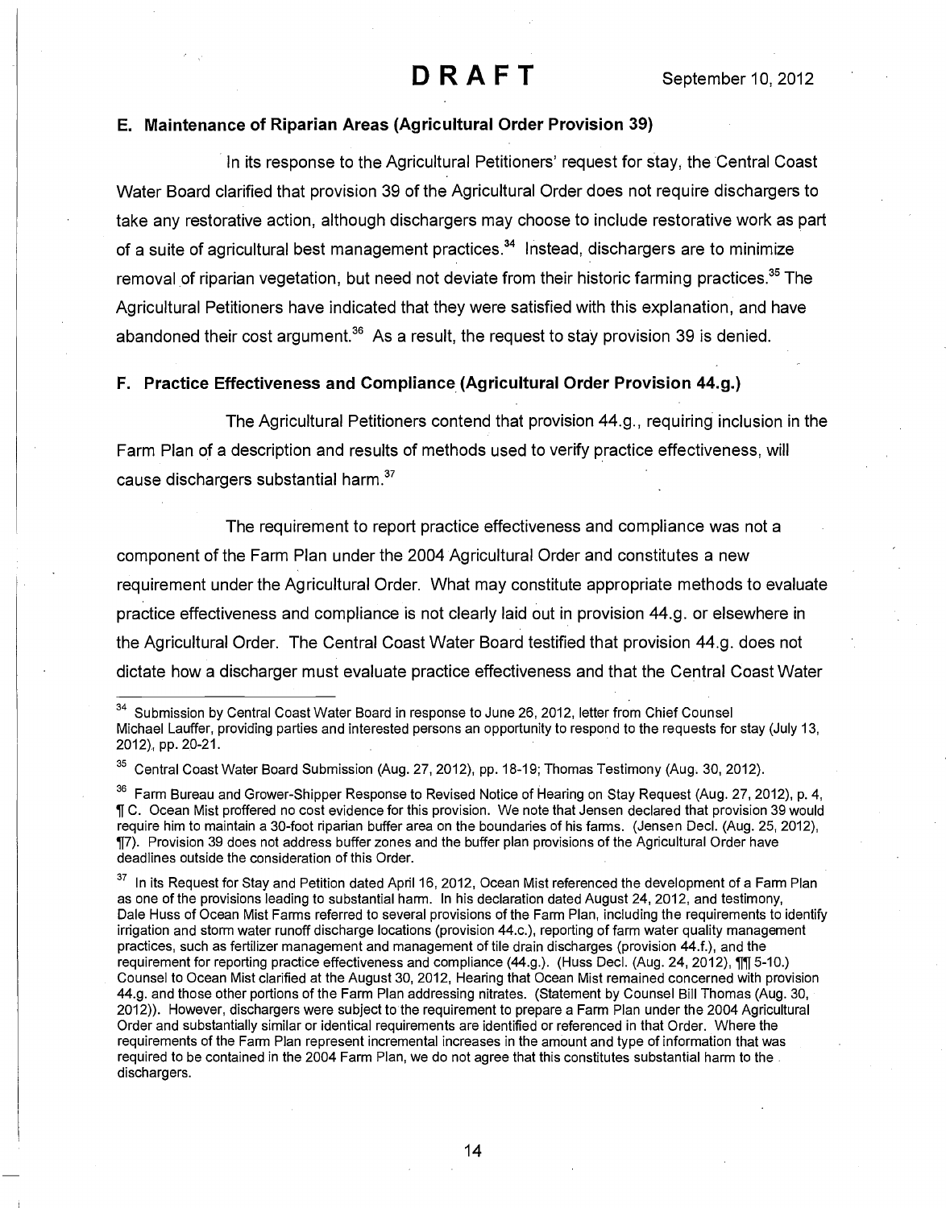**DRAFT** September 10, 2012

### E. Maintenance of Riparian Areas (Agricultural Order Provision 39)

In its response to the Agricultural Petitioners' request for stay, the Central Coast Water Board clarified that provision 39 of the Agricultural Order does not require dischargers to take any restorative action, although dischargers may choose to include restorative work as part of a suite of agricultural best management practices.[34] Instead, dischargers are to minimize removal of riparian vegetation, but need not deviate from their historic farming practices.[35] The Agricultural Petitioners have indicated that they were satisfied with this explanation, and have abandoned their cost argument.[36] As a result, the request to stay provision 39 is denied.

### F. Practice Effectiveness and Compliance (Agricultural Order Provision 44.g.)

The Agricultural Petitioners contend that provision 44.g., requiring inclusion in the Farm Plan of a description and results of methods used to verify practice effectiveness, will cause dischargers substantial harm.[37]

The requirement to report practice effectiveness and compliance was not a component of the Farm Plan under the 2004 Agricultural Order and constitutes a new requirement under the Agricultural Order. What may constitute appropriate methods to evaluate practice effectiveness and compliance is not clearly laid out in provision 44.g. or elsewhere in the Agricultural Order. The Central Coast Water Board testified that provision 44.g. does not dictate how a discharger must evaluate practice effectiveness and that the Central Coast Water

---

[34] Submission by Central Coast Water Board in response to June 26, 2012, letter from Chief Counsel Michael Lauffer, providing parties and interested persons an opportunity to respond to the requests for stay (July 13, 2012), pp. 20-21.

[35] Central Coast Water Board Submission (Aug. 27, 2012), pp. 18-19; Thomas Testimony (Aug. 30, 2012).

[36] Farm Bureau and Grower-Shipper Response to Revised Notice of Hearing on Stay Request (Aug. 27, 2012), p. 4, ¶ C. Ocean Mist proffered no cost evidence for this provision. We note that Jensen declared that provision 39 would require him to maintain a 30-foot riparian buffer area on the boundaries of his farms. (Jensen Decl. (Aug. 25, 2012), ¶7). Provision 39 does not address buffer zones and the buffer plan provisions of the Agricultural Order have deadlines outside the consideration of this Order.

[37] In its Request for Stay and Petition dated April 16, 2012, Ocean Mist referenced the development of a Farm Plan as one of the provisions leading to substantial harm. In his declaration dated August 24, 2012, and testimony, Dale Huss of Ocean Mist Farms referred to several provisions of the Farm Plan, including the requirements to identify irrigation and storm water runoff discharge locations (provision 44.c.), reporting of farm water quality management practices, such as fertilizer management and management of tile drain discharges (provision 44.f.), and the requirement for reporting practice effectiveness and compliance (44.g.). (Huss Decl. (Aug. 24, 2012), ¶¶ 5-10.) Counsel to Ocean Mist clarified at the August 30, 2012, Hearing that Ocean Mist remained concerned with provision 44.g. and those other portions of the Farm Plan addressing nitrates. (Statement by Counsel Bill Thomas (Aug. 30, 2012)). However, dischargers were subject to the requirement to prepare a Farm Plan under the 2004 Agricultural Order and substantially similar or identical requirements are identified or referenced in that Order. Where the requirements of the Farm Plan represent incremental increases in the amount and type of information that was required to be contained in the 2004 Farm Plan, we do not agree that this constitutes substantial harm to the dischargers.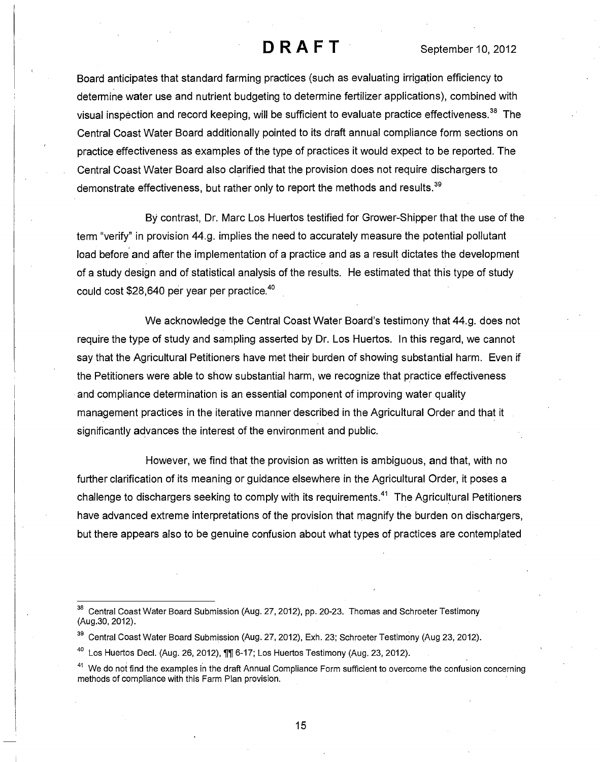Board anticipates that standard farming practices (such as evaluating irrigation efficiency to determine water use and nutrient budgeting to determine fertilizer applications), combined with visual inspection and record keeping, will be sufficient to evaluate practice effectiveness.[38] The Central Coast Water Board additionally pointed to its draft annual compliance form sections on practice effectiveness as examples of the type of practices it would expect to be reported. The Central Coast Water Board also clarified that the provision does not require dischargers to demonstrate effectiveness, but rather only to report the methods and results.[39]

By contrast, Dr. Marc Los Huertos testified for Grower-Shipper that the use of the term "verify" in provision 44.g. implies the need to accurately measure the potential pollutant load before and after the implementation of a practice and as a result dictates the development of a study design and of statistical analysis of the results. He estimated that this type of study could cost $28,640 per year per practice.[40]

We acknowledge the Central Coast Water Board's testimony that 44.g. does not require the type of study and sampling asserted by Dr. Los Huertos. In this regard, we cannot say that the Agricultural Petitioners have met their burden of showing substantial harm. Even if the Petitioners were able to show substantial harm, we recognize that practice effectiveness and compliance determination is an essential component of improving water quality management practices in the iterative manner described in the Agricultural Order and that it significantly advances the interest of the environment and public.

However, we find that the provision as written is ambiguous, and that, with no further clarification of its meaning or guidance elsewhere in the Agricultural Order, it poses a challenge to dischargers seeking to comply with its requirements.[41] The Agricultural Petitioners have advanced extreme interpretations of the provision that magnify the burden on dischargers, but there appears also to be genuine confusion about what types of practices are contemplated

---

[38] Central Coast Water Board Submission (Aug. 27, 2012), pp. 20-23. Thomas and Schroeter Testimony (Aug.30, 2012).

[39] Central Coast Water Board Submission (Aug. 27, 2012), Exh. 23; Schroeter Testimony (Aug 23, 2012).

[40] Los Huertos Decl. (Aug. 26, 2012), ¶¶ 6-17; Los Huertos Testimony (Aug. 23, 2012).

[41] We do not find the examples in the draft Annual Compliance Form sufficient to overcome the confusion concerning methods of compliance with this Farm Plan provision.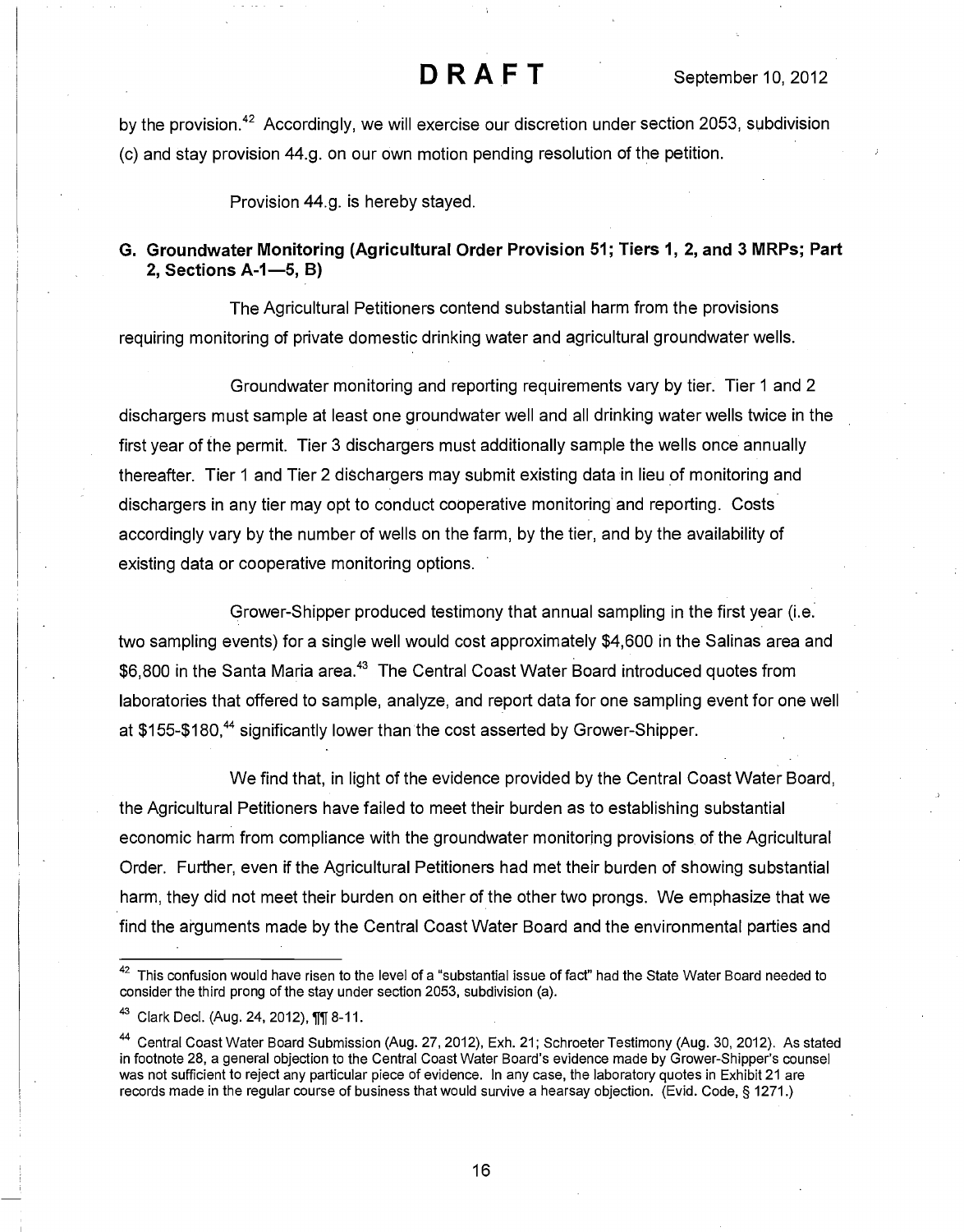by the provision.[42] Accordingly, we will exercise our discretion under section 2053, subdivision (c) and stay provision 44.g. on our own motion pending resolution of the petition.

Provision 44.g. is hereby stayed.

## G. Groundwater Monitoring (Agricultural Order Provision 51; Tiers 1, 2, and 3 MRPs; Part 2, Sections A-1—5, B)

The Agricultural Petitioners contend substantial harm from the provisions requiring monitoring of private domestic drinking water and agricultural groundwater wells.

Groundwater monitoring and reporting requirements vary by tier. Tier 1 and 2 dischargers must sample at least one groundwater well and all drinking water wells twice in the first year of the permit. Tier 3 dischargers must additionally sample the wells once annually thereafter. Tier 1 and Tier 2 dischargers may submit existing data in lieu of monitoring and dischargers in any tier may opt to conduct cooperative monitoring and reporting. Costs accordingly vary by the number of wells on the farm, by the tier, and by the availability of existing data or cooperative monitoring options.

Grower-Shipper produced testimony that annual sampling in the first year (i.e. two sampling events) for a single well would cost approximately $4,600 in the Salinas area and $6,800 in the Santa Maria area.[43] The Central Coast Water Board introduced quotes from laboratories that offered to sample, analyze, and report data for one sampling event for one well at $155-$180,[44] significantly lower than the cost asserted by Grower-Shipper.

We find that, in light of the evidence provided by the Central Coast Water Board, the Agricultural Petitioners have failed to meet their burden as to establishing substantial economic harm from compliance with the groundwater monitoring provisions of the Agricultural Order. Further, even if the Agricultural Petitioners had met their burden of showing substantial harm, they did not meet their burden on either of the other two prongs. We emphasize that we find the arguments made by the Central Coast Water Board and the environmental parties and

---

[42] This confusion would have risen to the level of a "substantial issue of fact" had the State Water Board needed to consider the third prong of the stay under section 2053, subdivision (a).

[43] Clark Decl. (Aug. 24, 2012), ¶¶ 8-11.

[44] Central Coast Water Board Submission (Aug. 27, 2012), Exh. 21; Schroeter Testimony (Aug. 30, 2012). As stated in footnote 28, a general objection to the Central Coast Water Board's evidence made by Grower-Shipper's counsel was not sufficient to reject any particular piece of evidence. In any case, the laboratory quotes in Exhibit 21 are records made in the regular course of business that would survive a hearsay objection. (Evid. Code, § 1271.)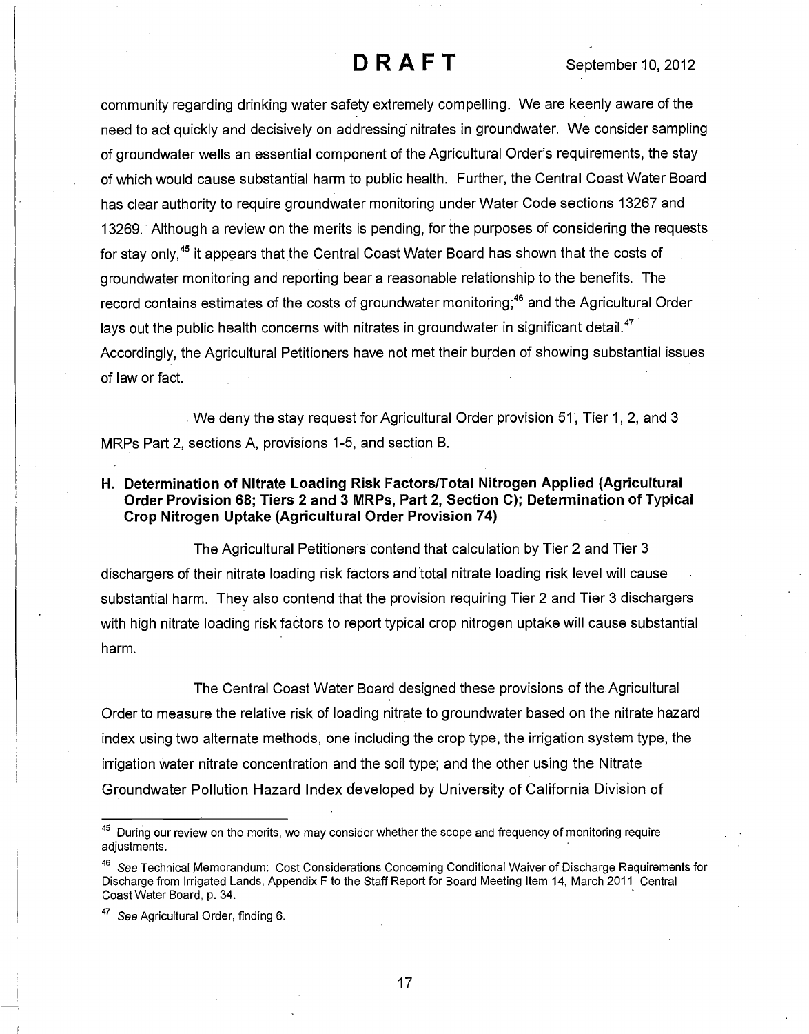community regarding drinking water safety extremely compelling. We are keenly aware of the need to act quickly and decisively on addressing nitrates in groundwater. We consider sampling of groundwater wells an essential component of the Agricultural Order's requirements, the stay of which would cause substantial harm to public health. Further, the Central Coast Water Board has clear authority to require groundwater monitoring under Water Code sections 13267 and 13269. Although a review on the merits is pending, for the purposes of considering the requests for stay only,[45] it appears that the Central Coast Water Board has shown that the costs of groundwater monitoring and reporting bear a reasonable relationship to the benefits. The record contains estimates of the costs of groundwater monitoring;[46] and the Agricultural Order lays out the public health concerns with nitrates in groundwater in significant detail.[47] Accordingly, the Agricultural Petitioners have not met their burden of showing substantial issues of law or fact.

We deny the stay request for Agricultural Order provision 51, Tier 1, 2, and 3 MRPs Part 2, sections A, provisions 1-5, and section B.

### H. Determination of Nitrate Loading Risk Factors/Total Nitrogen Applied (Agricultural Order Provision 68; Tiers 2 and 3 MRPs, Part 2, Section C); Determination of Typical Crop Nitrogen Uptake (Agricultural Order Provision 74)

The Agricultural Petitioners contend that calculation by Tier 2 and Tier 3 dischargers of their nitrate loading risk factors and total nitrate loading risk level will cause substantial harm. They also contend that the provision requiring Tier 2 and Tier 3 dischargers with high nitrate loading risk factors to report typical crop nitrogen uptake will cause substantial harm.

The Central Coast Water Board designed these provisions of the Agricultural Order to measure the relative risk of loading nitrate to groundwater based on the nitrate hazard index using two alternate methods, one including the crop type, the irrigation system type, the irrigation water nitrate concentration and the soil type; and the other using the Nitrate Groundwater Pollution Hazard Index developed by University of California Division of

---

[45] During our review on the merits, we may consider whether the scope and frequency of monitoring require adjustments.

[46] *See* Technical Memorandum: Cost Considerations Concerning Conditional Waiver of Discharge Requirements for Discharge from Irrigated Lands, Appendix F to the Staff Report for Board Meeting Item 14, March 2011, Central Coast Water Board, p. 34.

[47] *See* Agricultural Order, finding 6.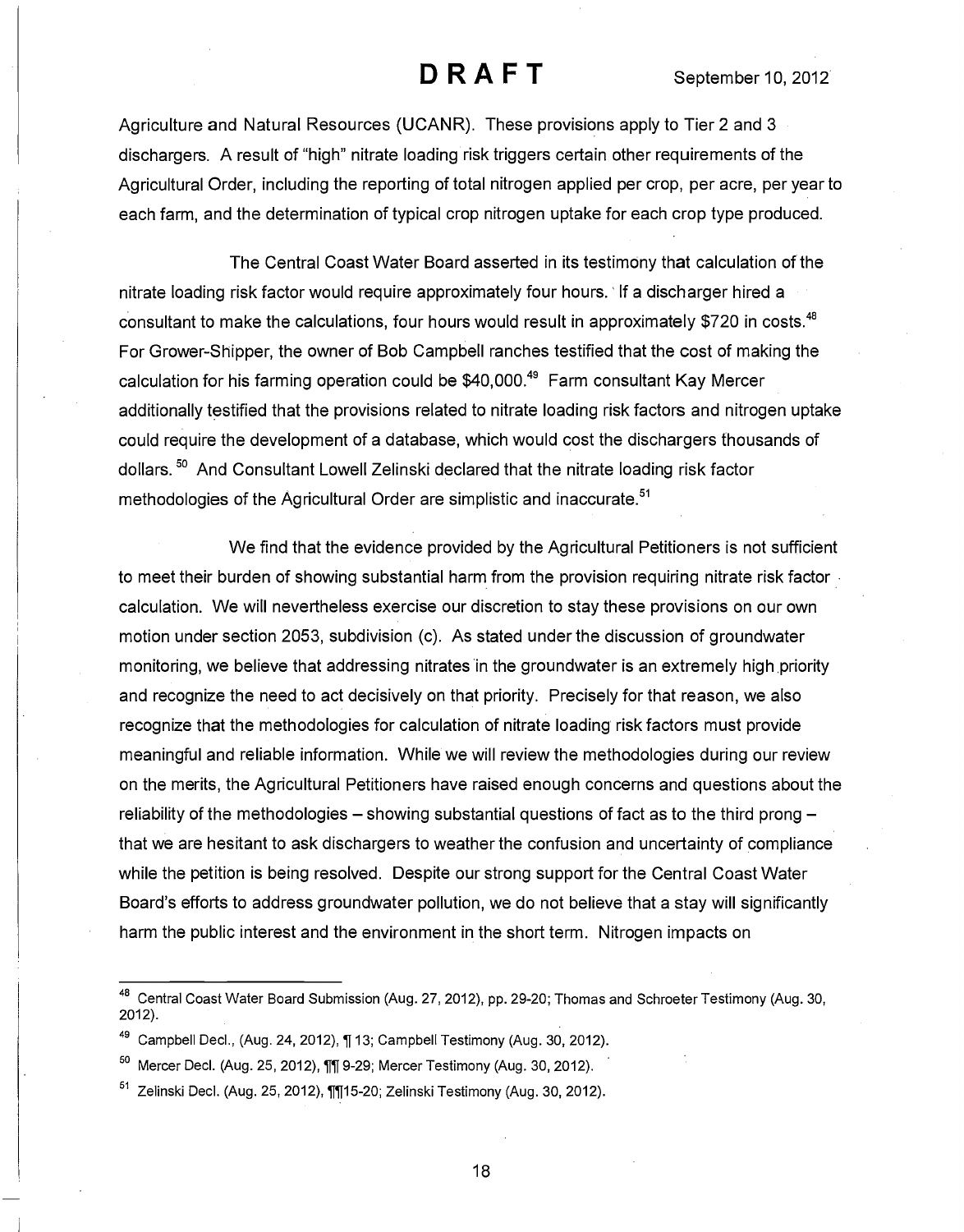Agriculture and Natural Resources (UCANR). These provisions apply to Tier 2 and 3 dischargers. A result of "high" nitrate loading risk triggers certain other requirements of the Agricultural Order, including the reporting of total nitrogen applied per crop, per acre, per year to each farm, and the determination of typical crop nitrogen uptake for each crop type produced.

The Central Coast Water Board asserted in its testimony that calculation of the nitrate loading risk factor would require approximately four hours. If a discharger hired a consultant to make the calculations, four hours would result in approximately $720 in costs.[48] For Grower-Shipper, the owner of Bob Campbell ranches testified that the cost of making the calculation for his farming operation could be $40,000.[49] Farm consultant Kay Mercer additionally testified that the provisions related to nitrate loading risk factors and nitrogen uptake could require the development of a database, which would cost the dischargers thousands of dollars.[50] And Consultant Lowell Zelinski declared that the nitrate loading risk factor methodologies of the Agricultural Order are simplistic and inaccurate.[51]

We find that the evidence provided by the Agricultural Petitioners is not sufficient to meet their burden of showing substantial harm from the provision requiring nitrate risk factor calculation. We will nevertheless exercise our discretion to stay these provisions on our own motion under section 2053, subdivision (c). As stated under the discussion of groundwater monitoring, we believe that addressing nitrates in the groundwater is an extremely high priority and recognize the need to act decisively on that priority. Precisely for that reason, we also recognize that the methodologies for calculation of nitrate loading risk factors must provide meaningful and reliable information. While we will review the methodologies during our review on the merits, the Agricultural Petitioners have raised enough concerns and questions about the reliability of the methodologies – showing substantial questions of fact as to the third prong – that we are hesitant to ask dischargers to weather the confusion and uncertainty of compliance while the petition is being resolved. Despite our strong support for the Central Coast Water Board's efforts to address groundwater pollution, we do not believe that a stay will significantly harm the public interest and the environment in the short term. Nitrogen impacts on

---

[48] Central Coast Water Board Submission (Aug. 27, 2012), pp. 29-20; Thomas and Schroeter Testimony (Aug. 30, 2012).

[49] Campbell Decl., (Aug. 24, 2012), ¶ 13; Campbell Testimony (Aug. 30, 2012).

[50] Mercer Decl. (Aug. 25, 2012), ¶¶ 9-29; Mercer Testimony (Aug. 30, 2012).

[51] Zelinski Decl. (Aug. 25, 2012), ¶¶15-20; Zelinski Testimony (Aug. 30, 2012).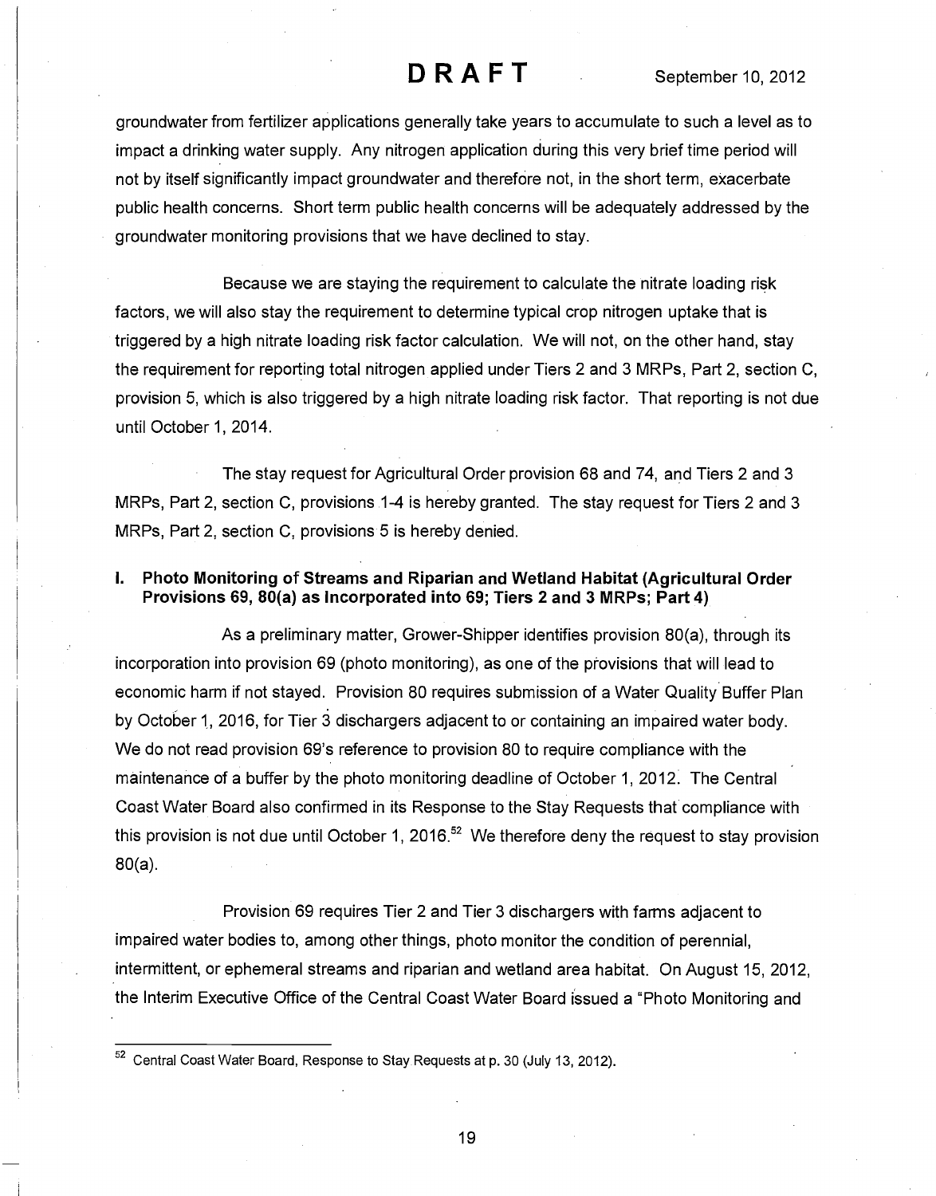groundwater from fertilizer applications generally take years to accumulate to such a level as to impact a drinking water supply. Any nitrogen application during this very brief time period will not by itself significantly impact groundwater and therefore not, in the short term, exacerbate public health concerns. Short term public health concerns will be adequately addressed by the groundwater monitoring provisions that we have declined to stay.

Because we are staying the requirement to calculate the nitrate loading risk factors, we will also stay the requirement to determine typical crop nitrogen uptake that is triggered by a high nitrate loading risk factor calculation. We will not, on the other hand, stay the requirement for reporting total nitrogen applied under Tiers 2 and 3 MRPs, Part 2, section C, provision 5, which is also triggered by a high nitrate loading risk factor. That reporting is not due until October 1, 2014.

The stay request for Agricultural Order provision 68 and 74, and Tiers 2 and 3 MRPs, Part 2, section C, provisions 1-4 is hereby granted. The stay request for Tiers 2 and 3 MRPs, Part 2, section C, provisions 5 is hereby denied.

### I. Photo Monitoring of Streams and Riparian and Wetland Habitat (Agricultural Order Provisions 69, 80(a) as Incorporated into 69; Tiers 2 and 3 MRPs; Part 4)

As a preliminary matter, Grower-Shipper identifies provision 80(a), through its incorporation into provision 69 (photo monitoring), as one of the provisions that will lead to economic harm if not stayed. Provision 80 requires submission of a Water Quality Buffer Plan by October 1, 2016, for Tier 3 dischargers adjacent to or containing an impaired water body. We do not read provision 69's reference to provision 80 to require compliance with the maintenance of a buffer by the photo monitoring deadline of October 1, 2012. The Central Coast Water Board also confirmed in its Response to the Stay Requests that compliance with this provision is not due until October 1, 2016.[52] We therefore deny the request to stay provision 80(a).

Provision 69 requires Tier 2 and Tier 3 dischargers with farms adjacent to impaired water bodies to, among other things, photo monitor the condition of perennial, intermittent, or ephemeral streams and riparian and wetland area habitat. On August 15, 2012, the Interim Executive Office of the Central Coast Water Board issued a "Photo Monitoring and

[52] Central Coast Water Board, Response to Stay Requests at p. 30 (July 13, 2012).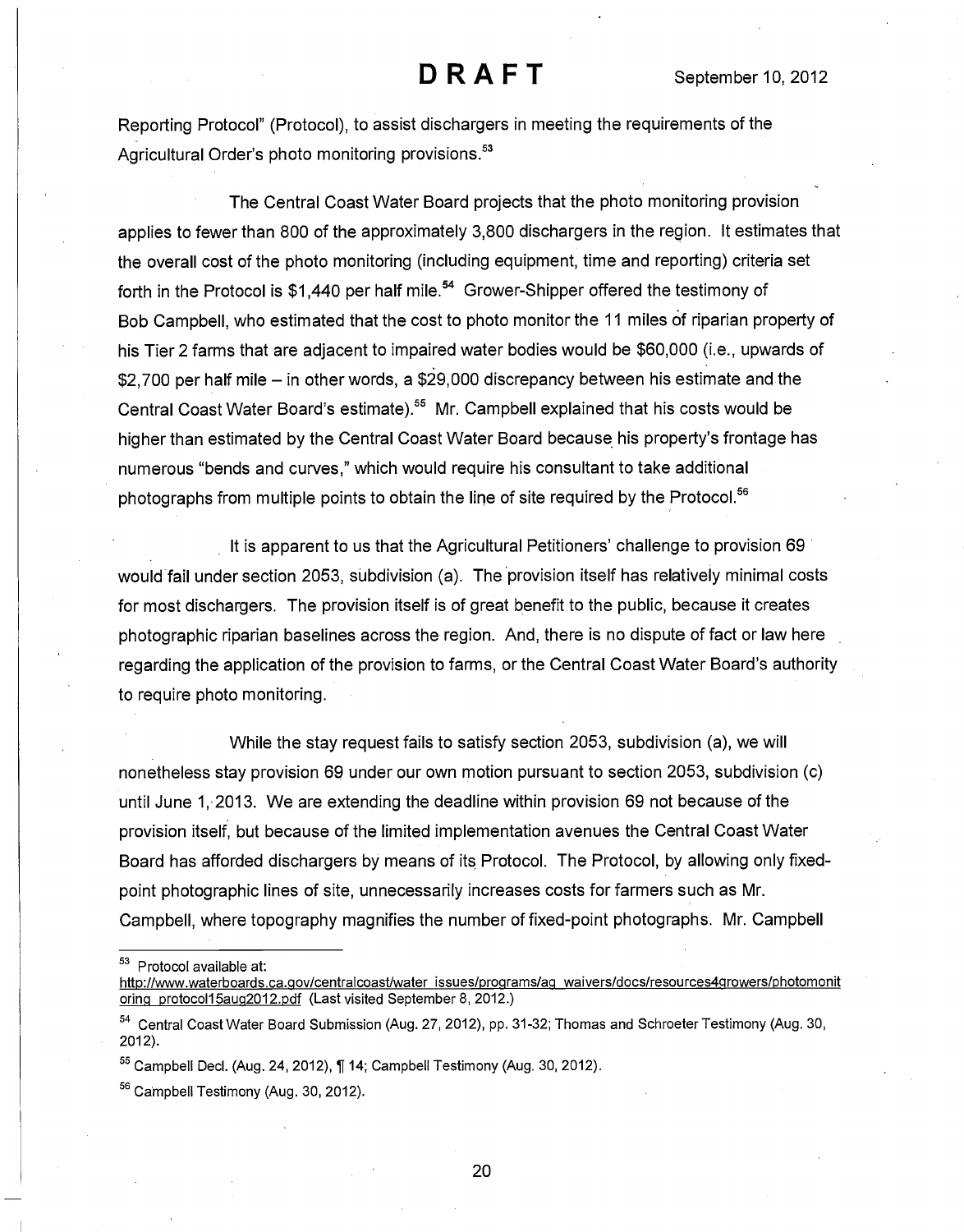Reporting Protocol" (Protocol), to assist dischargers in meeting the requirements of the Agricultural Order's photo monitoring provisions.[53]

The Central Coast Water Board projects that the photo monitoring provision applies to fewer than 800 of the approximately 3,800 dischargers in the region. It estimates that the overall cost of the photo monitoring (including equipment, time and reporting) criteria set forth in the Protocol is $1,440 per half mile.[54] Grower-Shipper offered the testimony of Bob Campbell, who estimated that the cost to photo monitor the 11 miles of riparian property of his Tier 2 farms that are adjacent to impaired water bodies would be $60,000 (i.e., upwards of $2,700 per half mile – in other words, a $29,000 discrepancy between his estimate and the Central Coast Water Board's estimate).[55] Mr. Campbell explained that his costs would be higher than estimated by the Central Coast Water Board because his property's frontage has numerous "bends and curves," which would require his consultant to take additional photographs from multiple points to obtain the line of site required by the Protocol.[56]

It is apparent to us that the Agricultural Petitioners' challenge to provision 69 would fail under section 2053, subdivision (a). The provision itself has relatively minimal costs for most dischargers. The provision itself is of great benefit to the public, because it creates photographic riparian baselines across the region. And, there is no dispute of fact or law here regarding the application of the provision to farms, or the Central Coast Water Board's authority to require photo monitoring.

While the stay request fails to satisfy section 2053, subdivision (a), we will nonetheless stay provision 69 under our own motion pursuant to section 2053, subdivision (c) until June 1, 2013. We are extending the deadline within provision 69 not because of the provision itself, but because of the limited implementation avenues the Central Coast Water Board has afforded dischargers by means of its Protocol. The Protocol, by allowing only fixed-point photographic lines of site, unnecessarily increases costs for farmers such as Mr. Campbell, where topography magnifies the number of fixed-point photographs. Mr. Campbell

---

[53] Protocol available at: http://www.waterboards.ca.gov/centralcoast/water_issues/programs/ag_waivers/docs/resources4growers/photomonitoring_protocol15aug2012.pdf (Last visited September 8, 2012.)

[54] Central Coast Water Board Submission (Aug. 27, 2012), pp. 31-32; Thomas and Schroeter Testimony (Aug. 30, 2012).

[55] Campbell Decl. (Aug. 24, 2012), ¶ 14; Campbell Testimony (Aug. 30, 2012).

[56] Campbell Testimony (Aug. 30, 2012).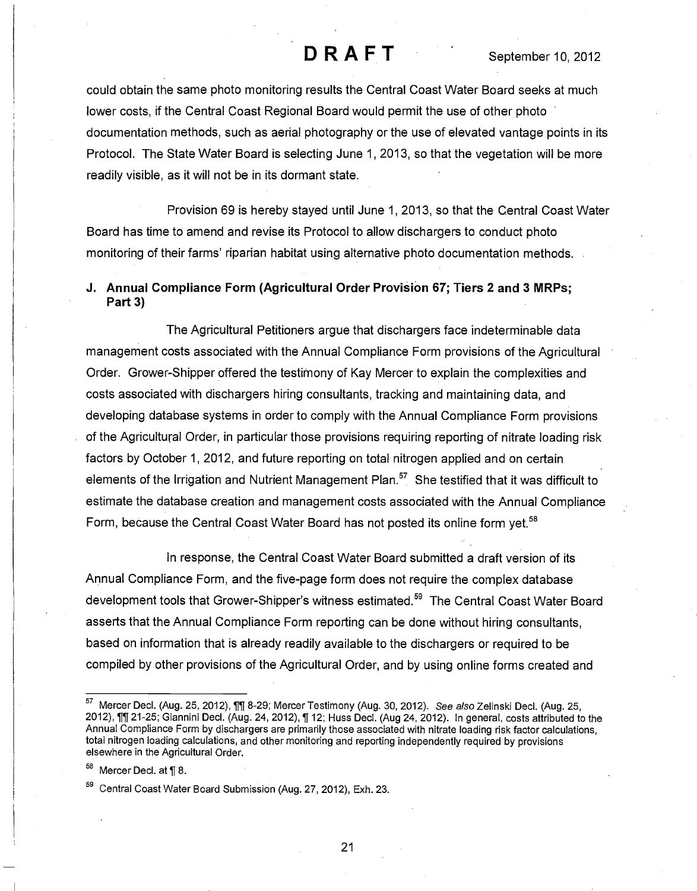could obtain the same photo monitoring results the Central Coast Water Board seeks at much lower costs, if the Central Coast Regional Board would permit the use of other photo documentation methods, such as aerial photography or the use of elevated vantage points in its Protocol. The State Water Board is selecting June 1, 2013, so that the vegetation will be more readily visible, as it will not be in its dormant state.

Provision 69 is hereby stayed until June 1, 2013, so that the Central Coast Water Board has time to amend and revise its Protocol to allow dischargers to conduct photo monitoring of their farms' riparian habitat using alternative photo documentation methods.

### J. Annual Compliance Form (Agricultural Order Provision 67; Tiers 2 and 3 MRPs; Part 3)

The Agricultural Petitioners argue that dischargers face indeterminable data management costs associated with the Annual Compliance Form provisions of the Agricultural Order. Grower-Shipper offered the testimony of Kay Mercer to explain the complexities and costs associated with dischargers hiring consultants, tracking and maintaining data, and developing database systems in order to comply with the Annual Compliance Form provisions of the Agricultural Order, in particular those provisions requiring reporting of nitrate loading risk factors by October 1, 2012, and future reporting on total nitrogen applied and on certain elements of the Irrigation and Nutrient Management Plan.[57] She testified that it was difficult to estimate the database creation and management costs associated with the Annual Compliance Form, because the Central Coast Water Board has not posted its online form yet.[58]

In response, the Central Coast Water Board submitted a draft version of its Annual Compliance Form, and the five-page form does not require the complex database development tools that Grower-Shipper's witness estimated.[59] The Central Coast Water Board asserts that the Annual Compliance Form reporting can be done without hiring consultants, based on information that is already readily available to the dischargers or required to be compiled by other provisions of the Agricultural Order, and by using online forms created and

---

[57] Mercer Decl. (Aug. 25, 2012), ¶¶ 8-29; Mercer Testimony (Aug. 30, 2012). *See also* Zelinski Decl. (Aug. 25, 2012), ¶¶ 21-25; Giannini Decl. (Aug. 24, 2012), ¶ 12; Huss Decl. (Aug 24, 2012). In general, costs attributed to the Annual Compliance Form by dischargers are primarily those associated with nitrate loading risk factor calculations, total nitrogen loading calculations, and other monitoring and reporting independently required by provisions elsewhere in the Agricultural Order.

[58] Mercer Decl. at ¶ 8.

[59] Central Coast Water Board Submission (Aug. 27, 2012), Exh. 23.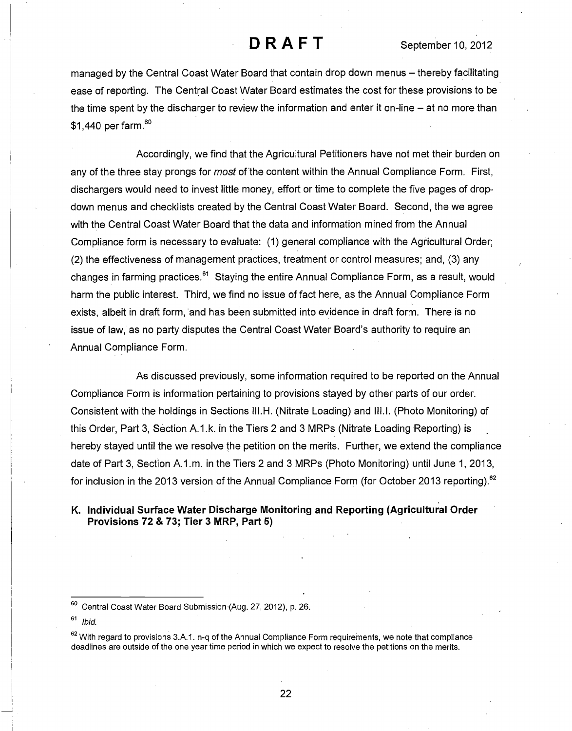managed by the Central Coast Water Board that contain drop down menus – thereby facilitating ease of reporting. The Central Coast Water Board estimates the cost for these provisions to be the time spent by the discharger to review the information and enter it on-line – at no more than $1,440 per farm.[60]

Accordingly, we find that the Agricultural Petitioners have not met their burden on any of the three stay prongs for *most* of the content within the Annual Compliance Form. First, dischargers would need to invest little money, effort or time to complete the five pages of drop-down menus and checklists created by the Central Coast Water Board. Second, the we agree with the Central Coast Water Board that the data and information mined from the Annual Compliance form is necessary to evaluate: (1) general compliance with the Agricultural Order; (2) the effectiveness of management practices, treatment or control measures; and, (3) any changes in farming practices.[61] Staying the entire Annual Compliance Form, as a result, would harm the public interest. Third, we find no issue of fact here, as the Annual Compliance Form exists, albeit in draft form, and has been submitted into evidence in draft form. There is no issue of law, as no party disputes the Central Coast Water Board's authority to require an Annual Compliance Form.

As discussed previously, some information required to be reported on the Annual Compliance Form is information pertaining to provisions stayed by other parts of our order. Consistent with the holdings in Sections III.H. (Nitrate Loading) and III.I. (Photo Monitoring) of this Order, Part 3, Section A.1.k. in the Tiers 2 and 3 MRPs (Nitrate Loading Reporting) is hereby stayed until the we resolve the petition on the merits. Further, we extend the compliance date of Part 3, Section A.1.m. in the Tiers 2 and 3 MRPs (Photo Monitoring) until June 1, 2013, for inclusion in the 2013 version of the Annual Compliance Form (for October 2013 reporting).[62]

### K. Individual Surface Water Discharge Monitoring and Reporting (Agricultural Order Provisions 72 & 73; Tier 3 MRP, Part 5)

---

[60] Central Coast Water Board Submission (Aug. 27, 2012), p. 26.

[61] *Ibid.*

[62] With regard to provisions 3.A.1. n-q of the Annual Compliance Form requirements, we note that compliance deadlines are outside of the one year time period in which we expect to resolve the petitions on the merits.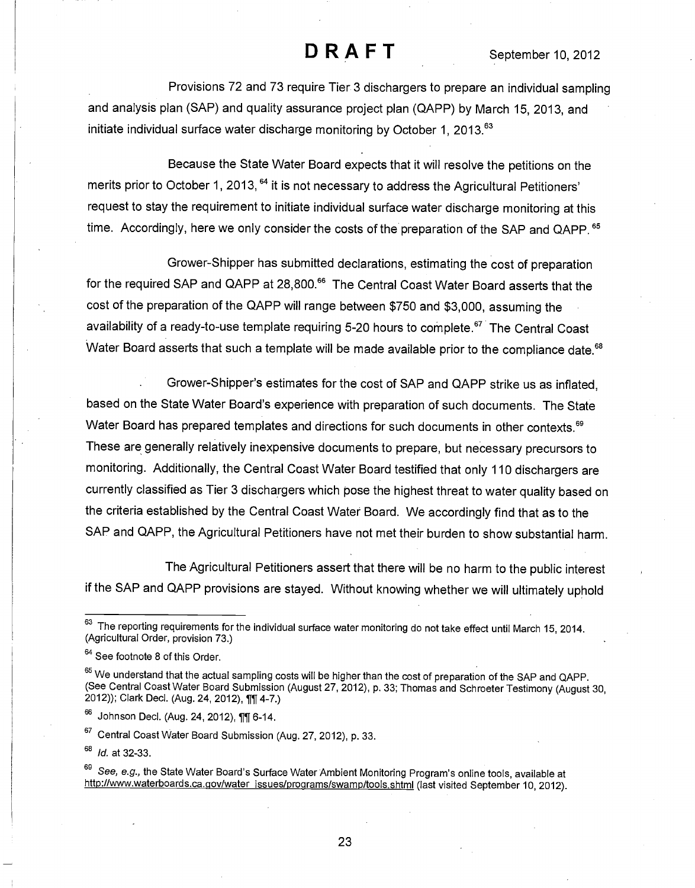**DRAFT** September 10, 2012

Provisions 72 and 73 require Tier 3 dischargers to prepare an individual sampling and analysis plan (SAP) and quality assurance project plan (QAPP) by March 15, 2013, and initiate individual surface water discharge monitoring by October 1, 2013.[63]

Because the State Water Board expects that it will resolve the petitions on the merits prior to October 1, 2013,[64] it is not necessary to address the Agricultural Petitioners' request to stay the requirement to initiate individual surface water discharge monitoring at this time. Accordingly, here we only consider the costs of the preparation of the SAP and QAPP.[65]

Grower-Shipper has submitted declarations, estimating the cost of preparation for the required SAP and QAPP at 28,800.[66] The Central Coast Water Board asserts that the cost of the preparation of the QAPP will range between $750 and $3,000, assuming the availability of a ready-to-use template requiring 5-20 hours to complete.[67] The Central Coast Water Board asserts that such a template will be made available prior to the compliance date.[68]

Grower-Shipper's estimates for the cost of SAP and QAPP strike us as inflated, based on the State Water Board's experience with preparation of such documents. The State Water Board has prepared templates and directions for such documents in other contexts.[69] These are generally relatively inexpensive documents to prepare, but necessary precursors to monitoring. Additionally, the Central Coast Water Board testified that only 110 dischargers are currently classified as Tier 3 dischargers which pose the highest threat to water quality based on the criteria established by the Central Coast Water Board. We accordingly find that as to the SAP and QAPP, the Agricultural Petitioners have not met their burden to show substantial harm.

The Agricultural Petitioners assert that there will be no harm to the public interest if the SAP and QAPP provisions are stayed. Without knowing whether we will ultimately uphold

---

[63] The reporting requirements for the individual surface water monitoring do not take effect until March 15, 2014. (Agricultural Order, provision 73.)

[64] See footnote 8 of this Order.

[65] We understand that the actual sampling costs will be higher than the cost of preparation of the SAP and QAPP. (See Central Coast Water Board Submission (August 27, 2012), p. 33; Thomas and Schroeter Testimony (August 30, 2012)); Clark Decl. (Aug. 24, 2012), ¶¶ 4-7.)

[66] Johnson Decl. (Aug. 24, 2012), ¶¶ 6-14.

[67] Central Coast Water Board Submission (Aug. 27, 2012), p. 33.

[68] *Id.* at 32-33.

[69] *See, e.g.*, the State Water Board's Surface Water Ambient Monitoring Program's online tools, available at http://www.waterboards.ca.gov/water_issues/programs/swamp/tools.shtml (last visited September 10, 2012).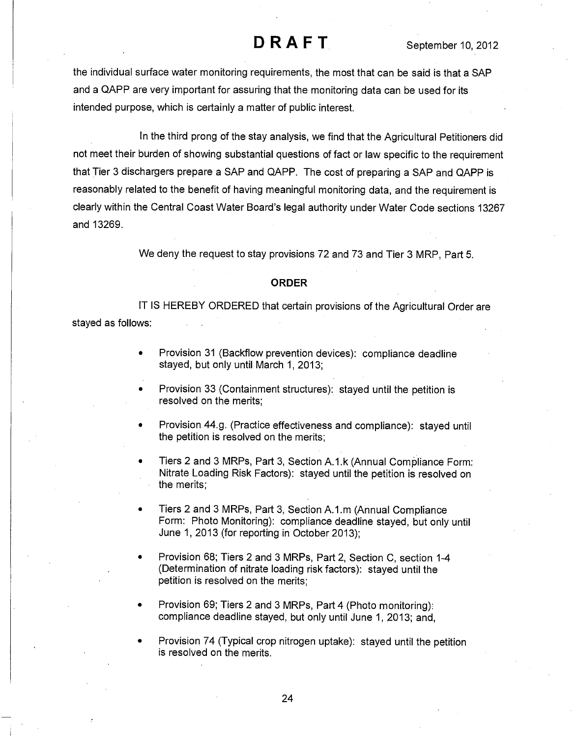the individual surface water monitoring requirements, the most that can be said is that a SAP and a QAPP are very important for assuring that the monitoring data can be used for its intended purpose, which is certainly a matter of public interest.

In the third prong of the stay analysis, we find that the Agricultural Petitioners did not meet their burden of showing substantial questions of fact or law specific to the requirement that Tier 3 dischargers prepare a SAP and QAPP. The cost of preparing a SAP and QAPP is reasonably related to the benefit of having meaningful monitoring data, and the requirement is clearly within the Central Coast Water Board's legal authority under Water Code sections 13267 and 13269.

We deny the request to stay provisions 72 and 73 and Tier 3 MRP, Part 5.

## ORDER

IT IS HEREBY ORDERED that certain provisions of the Agricultural Order are stayed as follows:

- Provision 31 (Backflow prevention devices): compliance deadline stayed, but only until March 1, 2013;
- Provision 33 (Containment structures): stayed until the petition is resolved on the merits;
- Provision 44.g. (Practice effectiveness and compliance): stayed until the petition is resolved on the merits;
- Tiers 2 and 3 MRPs, Part 3, Section A.1.k (Annual Compliance Form: Nitrate Loading Risk Factors): stayed until the petition is resolved on the merits;
- Tiers 2 and 3 MRPs, Part 3, Section A.1.m (Annual Compliance Form: Photo Monitoring): compliance deadline stayed, but only until June 1, 2013 (for reporting in October 2013);
- Provision 68; Tiers 2 and 3 MRPs, Part 2, Section C, section 1-4 (Determination of nitrate loading risk factors): stayed until the petition is resolved on the merits;
- Provision 69; Tiers 2 and 3 MRPs, Part 4 (Photo monitoring): compliance deadline stayed, but only until June 1, 2013; and,
- Provision 74 (Typical crop nitrogen uptake): stayed until the petition is resolved on the merits.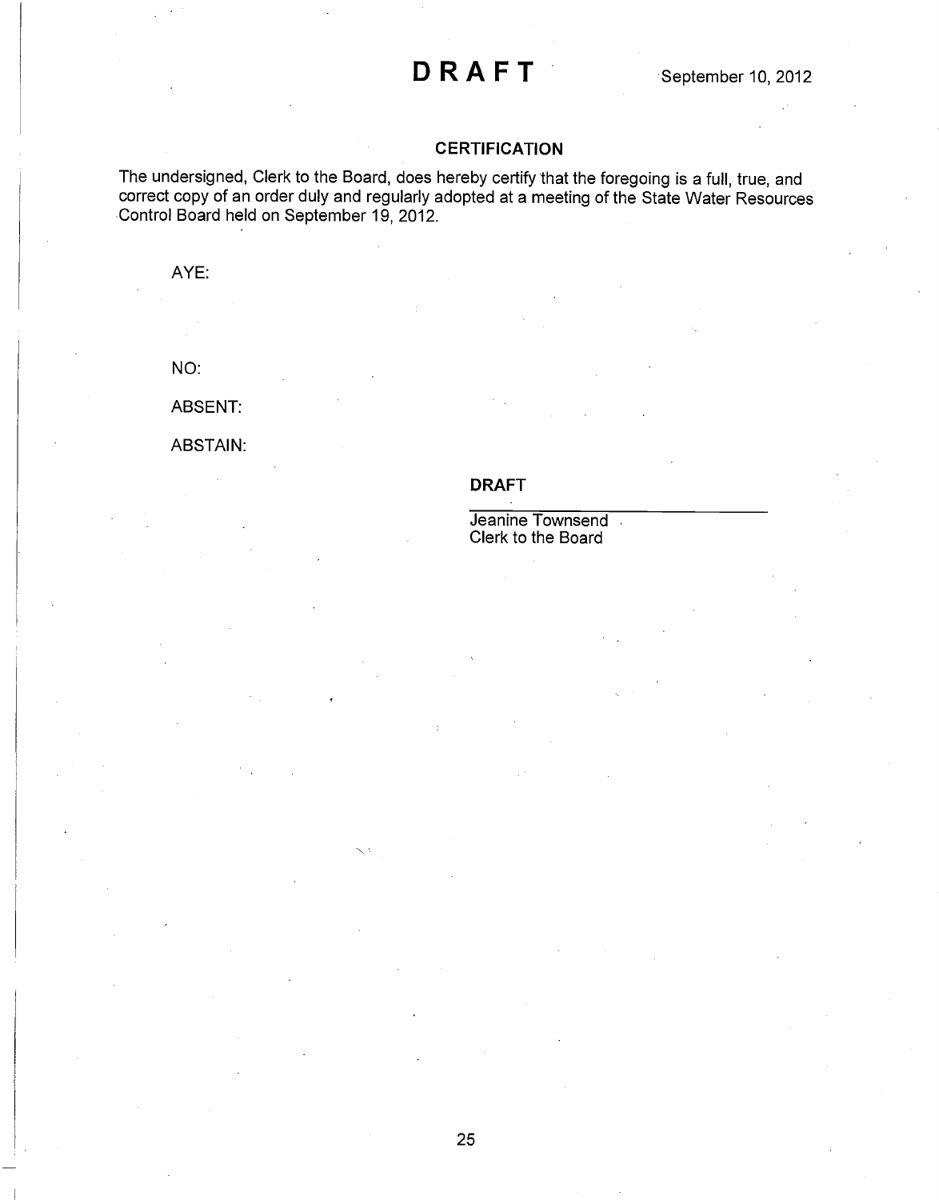**DRAFT** September 10, 2012

## CERTIFICATION

The undersigned, Clerk to the Board, does hereby certify that the foregoing is a full, true, and correct copy of an order duly and regularly adopted at a meeting of the State Water Resources Control Board held on September 19, 2012.

AYE:

NO:

ABSENT:

ABSTAIN:

**DRAFT**

Jeanine Townsend
Clerk to the Board